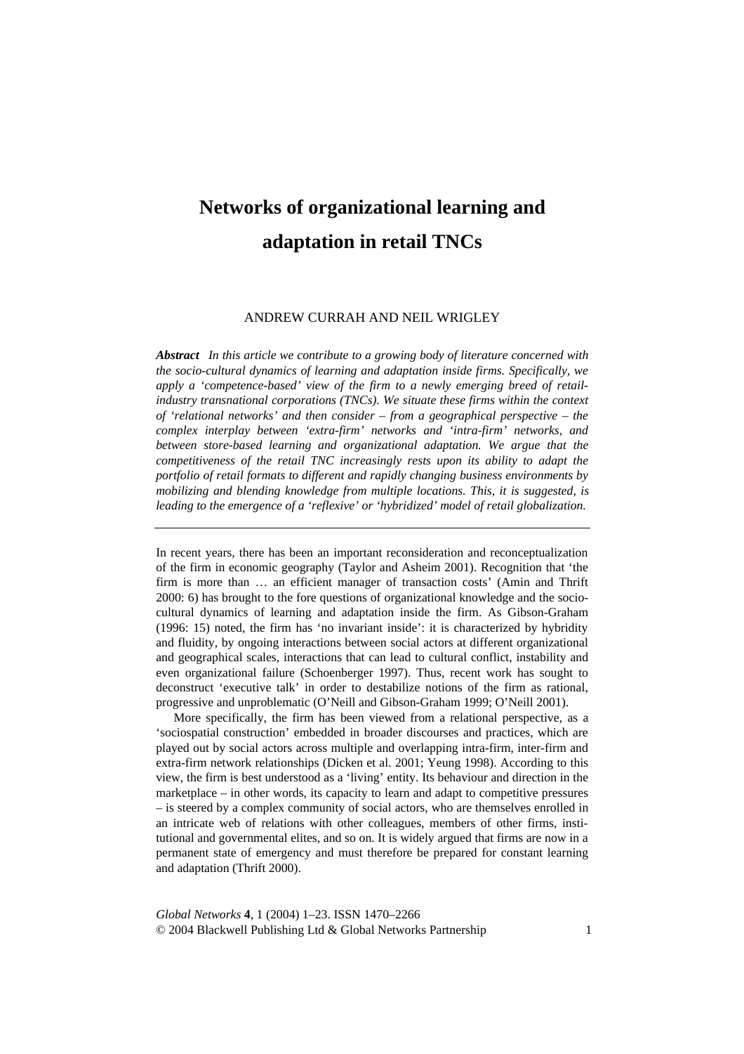# Networks of organizational learning and adaptation in retail TNCs

ANDREW CURRAH AND NEIL WRIGLEY

***Abstract*** *In this article we contribute to a growing body of literature concerned with the socio-cultural dynamics of learning and adaptation inside firms. Specifically, we apply a 'competence-based' view of the firm to a newly emerging breed of retail-industry transnational corporations (TNCs). We situate these firms within the context of 'relational networks' and then consider – from a geographical perspective – the complex interplay between 'extra-firm' networks and 'intra-firm' networks, and between store-based learning and organizational adaptation. We argue that the competitiveness of the retail TNC increasingly rests upon its ability to adapt the portfolio of retail formats to different and rapidly changing business environments by mobilizing and blending knowledge from multiple locations. This, it is suggested, is leading to the emergence of a 'reflexive' or 'hybridized' model of retail globalization.*

---

In recent years, there has been an important reconsideration and reconceptualization of the firm in economic geography (Taylor and Asheim 2001). Recognition that 'the firm is more than … an efficient manager of transaction costs' (Amin and Thrift 2000: 6) has brought to the fore questions of organizational knowledge and the socio-cultural dynamics of learning and adaptation inside the firm. As Gibson-Graham (1996: 15) noted, the firm has 'no invariant inside': it is characterized by hybridity and fluidity, by ongoing interactions between social actors at different organizational and geographical scales, interactions that can lead to cultural conflict, instability and even organizational failure (Schoenberger 1997). Thus, recent work has sought to deconstruct 'executive talk' in order to destabilize notions of the firm as rational, progressive and unproblematic (O'Neill and Gibson-Graham 1999; O'Neill 2001).

More specifically, the firm has been viewed from a relational perspective, as a 'sociospatial construction' embedded in broader discourses and practices, which are played out by social actors across multiple and overlapping intra-firm, inter-firm and extra-firm network relationships (Dicken et al. 2001; Yeung 1998). According to this view, the firm is best understood as a 'living' entity. Its behaviour and direction in the marketplace – in other words, its capacity to learn and adapt to competitive pressures – is steered by a complex community of social actors, who are themselves enrolled in an intricate web of relations with other colleagues, members of other firms, institutional and governmental elites, and so on. It is widely argued that firms are now in a permanent state of emergency and must therefore be prepared for constant learning and adaptation (Thrift 2000).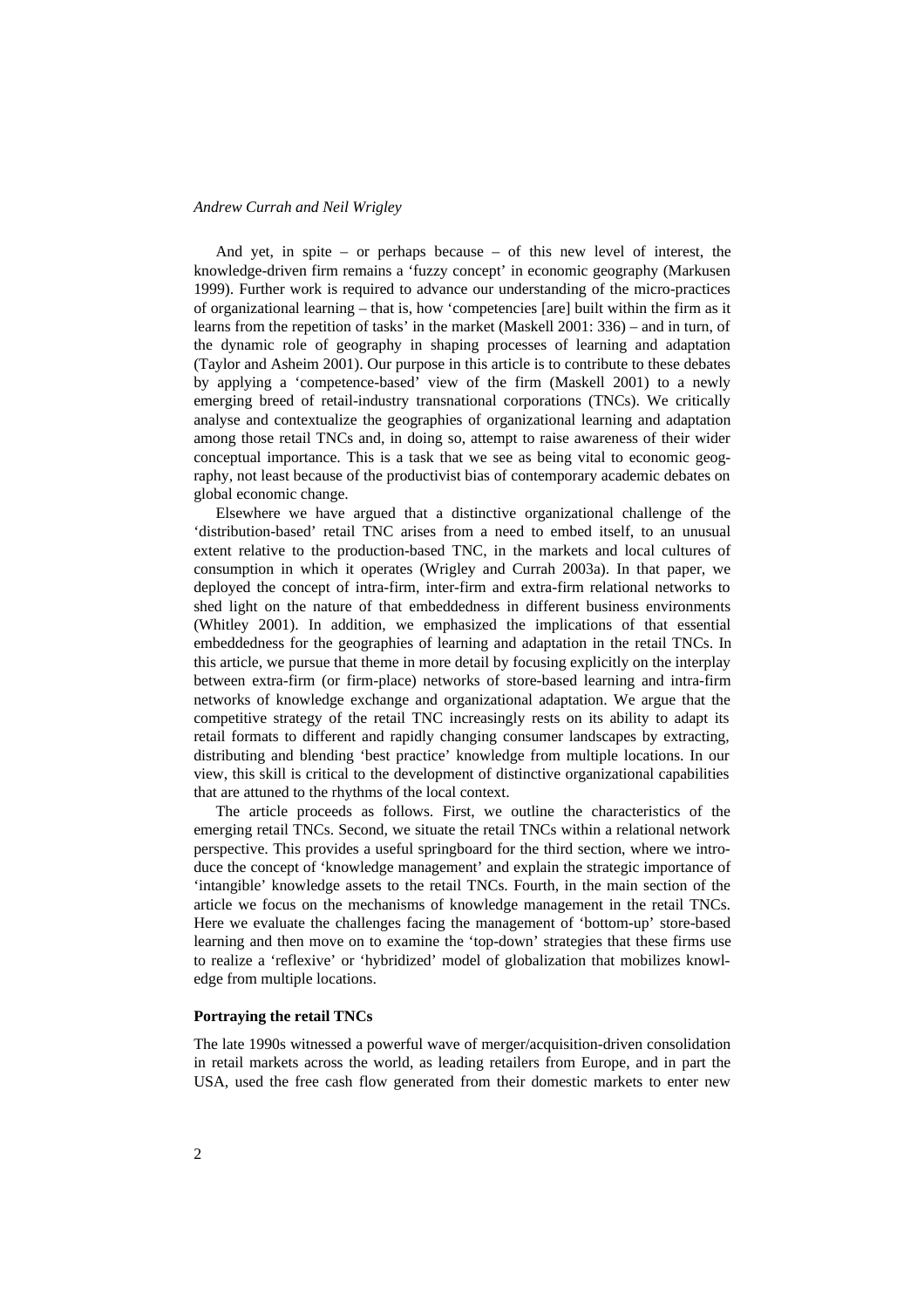And yet, in spite – or perhaps because – of this new level of interest, the knowledge-driven firm remains a 'fuzzy concept' in economic geography (Markusen 1999). Further work is required to advance our understanding of the micro-practices of organizational learning – that is, how 'competencies [are] built within the firm as it learns from the repetition of tasks' in the market (Maskell 2001: 336) – and in turn, of the dynamic role of geography in shaping processes of learning and adaptation (Taylor and Asheim 2001). Our purpose in this article is to contribute to these debates by applying a 'competence-based' view of the firm (Maskell 2001) to a newly emerging breed of retail-industry transnational corporations (TNCs). We critically analyse and contextualize the geographies of organizational learning and adaptation among those retail TNCs and, in doing so, attempt to raise awareness of their wider conceptual importance. This is a task that we see as being vital to economic geography, not least because of the productivist bias of contemporary academic debates on global economic change.

Elsewhere we have argued that a distinctive organizational challenge of the 'distribution-based' retail TNC arises from a need to embed itself, to an unusual extent relative to the production-based TNC, in the markets and local cultures of consumption in which it operates (Wrigley and Currah 2003a). In that paper, we deployed the concept of intra-firm, inter-firm and extra-firm relational networks to shed light on the nature of that embeddedness in different business environments (Whitley 2001). In addition, we emphasized the implications of that essential embeddedness for the geographies of learning and adaptation in the retail TNCs. In this article, we pursue that theme in more detail by focusing explicitly on the interplay between extra-firm (or firm-place) networks of store-based learning and intra-firm networks of knowledge exchange and organizational adaptation. We argue that the competitive strategy of the retail TNC increasingly rests on its ability to adapt its retail formats to different and rapidly changing consumer landscapes by extracting, distributing and blending 'best practice' knowledge from multiple locations. In our view, this skill is critical to the development of distinctive organizational capabilities that are attuned to the rhythms of the local context.

The article proceeds as follows. First, we outline the characteristics of the emerging retail TNCs. Second, we situate the retail TNCs within a relational network perspective. This provides a useful springboard for the third section, where we introduce the concept of 'knowledge management' and explain the strategic importance of 'intangible' knowledge assets to the retail TNCs. Fourth, in the main section of the article we focus on the mechanisms of knowledge management in the retail TNCs. Here we evaluate the challenges facing the management of 'bottom-up' store-based learning and then move on to examine the 'top-down' strategies that these firms use to realize a 'reflexive' or 'hybridized' model of globalization that mobilizes knowledge from multiple locations.

## Portraying the retail TNCs

The late 1990s witnessed a powerful wave of merger/acquisition-driven consolidation in retail markets across the world, as leading retailers from Europe, and in part the USA, used the free cash flow generated from their domestic markets to enter new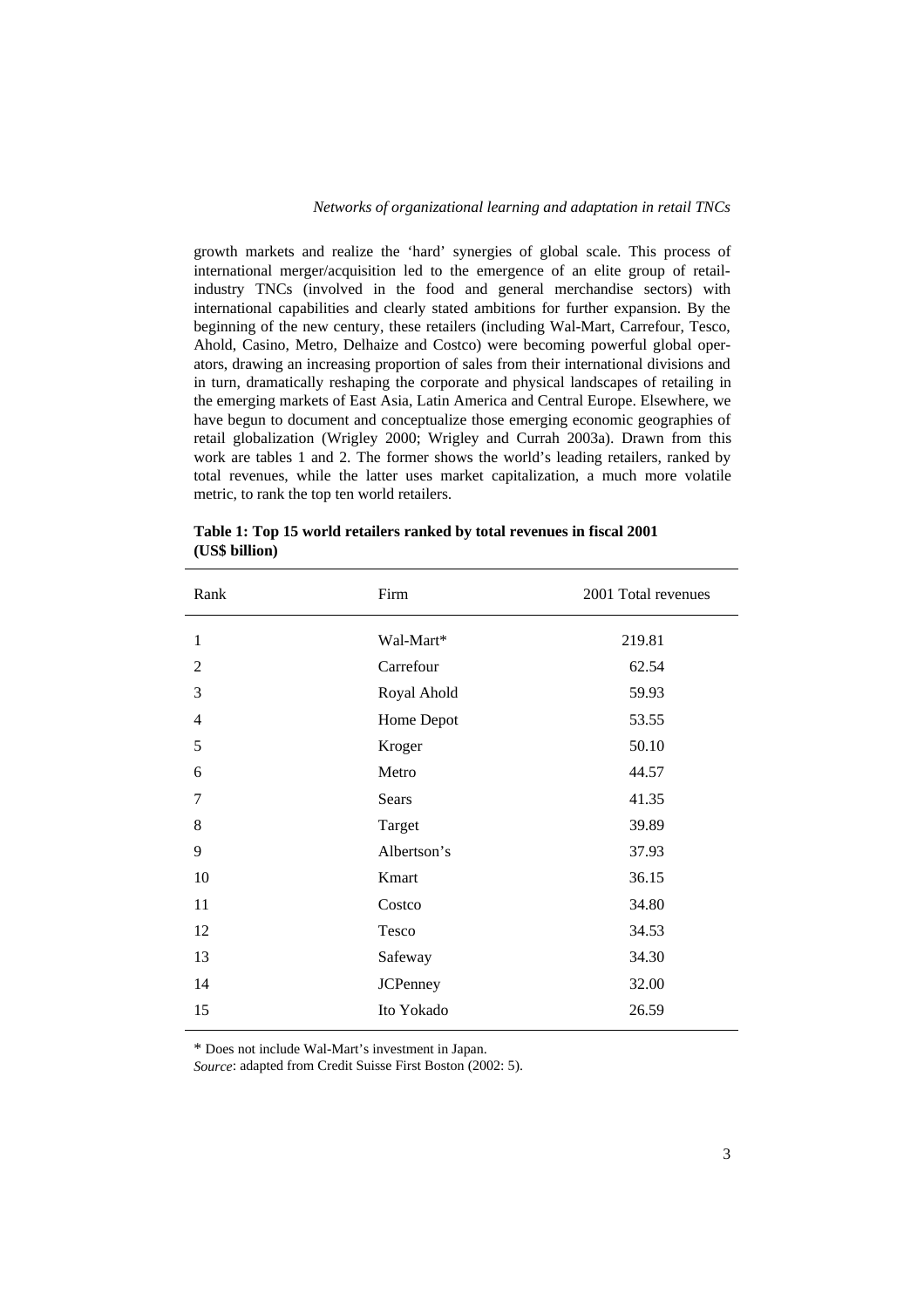growth markets and realize the 'hard' synergies of global scale. This process of international merger/acquisition led to the emergence of an elite group of retail-industry TNCs (involved in the food and general merchandise sectors) with international capabilities and clearly stated ambitions for further expansion. By the beginning of the new century, these retailers (including Wal-Mart, Carrefour, Tesco, Ahold, Casino, Metro, Delhaize and Costco) were becoming powerful global operators, drawing an increasing proportion of sales from their international divisions and in turn, dramatically reshaping the corporate and physical landscapes of retailing in the emerging markets of East Asia, Latin America and Central Europe. Elsewhere, we have begun to document and conceptualize those emerging economic geographies of retail globalization (Wrigley 2000; Wrigley and Currah 2003a). Drawn from this work are tables 1 and 2. The former shows the world's leading retailers, ranked by total revenues, while the latter uses market capitalization, a much more volatile metric, to rank the top ten world retailers.

**Table 1: Top 15 world retailers ranked by total revenues in fiscal 2001 (US$ billion)**

| Rank | Firm | 2001 Total revenues |
|---|---|---|
| 1 | Wal-Mart* | 219.81 |
| 2 | Carrefour | 62.54 |
| 3 | Royal Ahold | 59.93 |
| 4 | Home Depot | 53.55 |
| 5 | Kroger | 50.10 |
| 6 | Metro | 44.57 |
| 7 | Sears | 41.35 |
| 8 | Target | 39.89 |
| 9 | Albertson's | 37.93 |
| 10 | Kmart | 36.15 |
| 11 | Costco | 34.80 |
| 12 | Tesco | 34.53 |
| 13 | Safeway | 34.30 |
| 14 | JCPenney | 32.00 |
| 15 | Ito Yokado | 26.59 |

\* Does not include Wal-Mart's investment in Japan.

*Source*: adapted from Credit Suisse First Boston (2002: 5).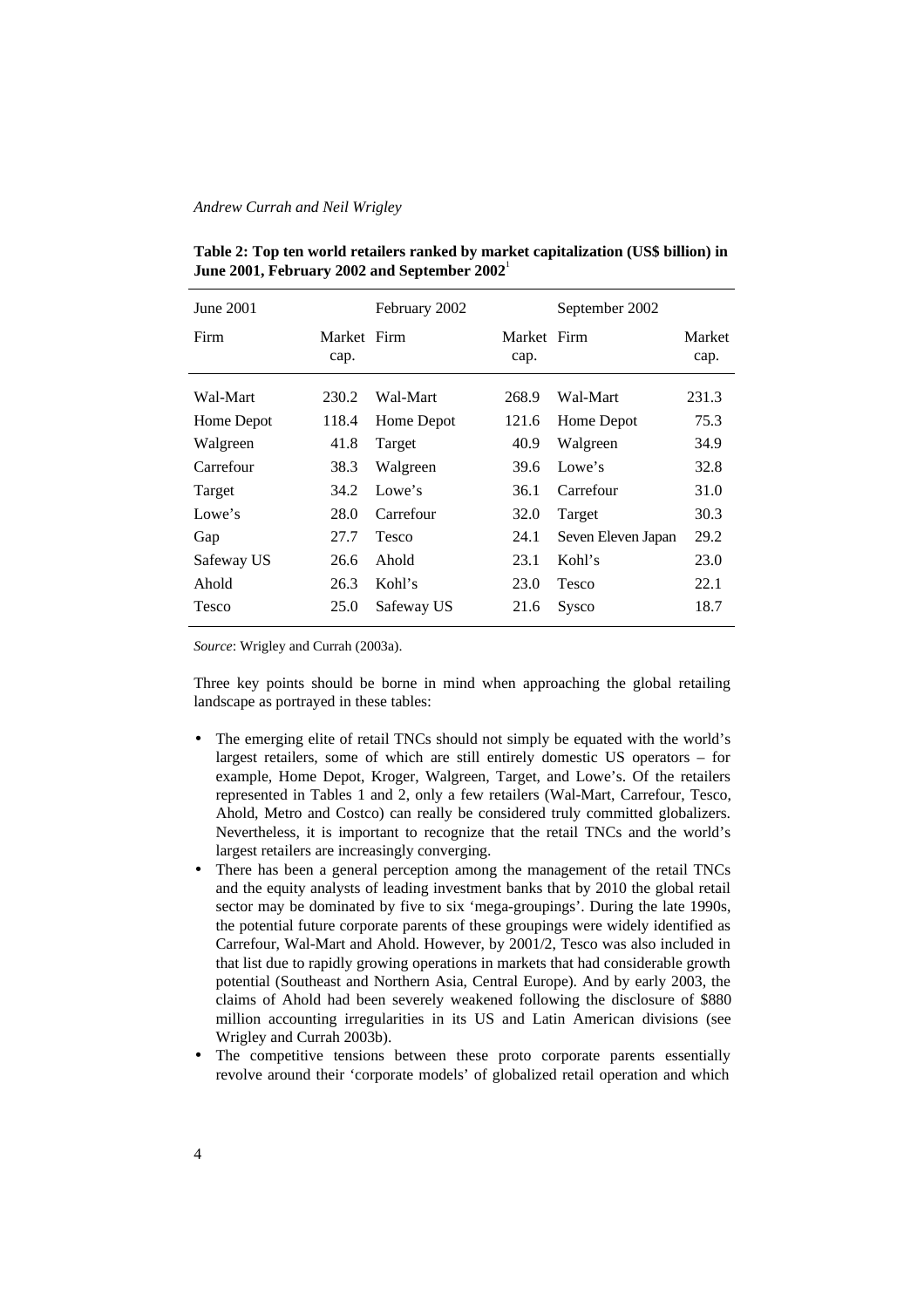**Table 2: Top ten world retailers ranked by market capitalization (US$ billion) in June 2001, February 2002 and September 2002**[1]

| June 2001 | | February 2002 | | September 2002 | |
|---|---|---|---|---|---|
| Firm | Market cap. | Firm | Market cap. | Firm | Market cap. |
| Wal-Mart | 230.2 | Wal-Mart | 268.9 | Wal-Mart | 231.3 |
| Home Depot | 118.4 | Home Depot | 121.6 | Home Depot | 75.3 |
| Walgreen | 41.8 | Target | 40.9 | Walgreen | 34.9 |
| Carrefour | 38.3 | Walgreen | 39.6 | Lowe's | 32.8 |
| Target | 34.2 | Lowe's | 36.1 | Carrefour | 31.0 |
| Lowe's | 28.0 | Carrefour | 32.0 | Target | 30.3 |
| Gap | 27.7 | Tesco | 24.1 | Seven Eleven Japan | 29.2 |
| Safeway US | 26.6 | Ahold | 23.1 | Kohl's | 23.0 |
| Ahold | 26.3 | Kohl's | 23.0 | Tesco | 22.1 |
| Tesco | 25.0 | Safeway US | 21.6 | Sysco | 18.7 |

*Source*: Wrigley and Currah (2003a).

Three key points should be borne in mind when approaching the global retailing landscape as portrayed in these tables:

- The emerging elite of retail TNCs should not simply be equated with the world's largest retailers, some of which are still entirely domestic US operators – for example, Home Depot, Kroger, Walgreen, Target, and Lowe's. Of the retailers represented in Tables 1 and 2, only a few retailers (Wal-Mart, Carrefour, Tesco, Ahold, Metro and Costco) can really be considered truly committed globalizers. Nevertheless, it is important to recognize that the retail TNCs and the world's largest retailers are increasingly converging.
- There has been a general perception among the management of the retail TNCs and the equity analysts of leading investment banks that by 2010 the global retail sector may be dominated by five to six 'mega-groupings'. During the late 1990s, the potential future corporate parents of these groupings were widely identified as Carrefour, Wal-Mart and Ahold. However, by 2001/2, Tesco was also included in that list due to rapidly growing operations in markets that had considerable growth potential (Southeast and Northern Asia, Central Europe). And by early 2003, the claims of Ahold had been severely weakened following the disclosure of $880 million accounting irregularities in its US and Latin American divisions (see Wrigley and Currah 2003b).
- The competitive tensions between these proto corporate parents essentially revolve around their 'corporate models' of globalized retail operation and which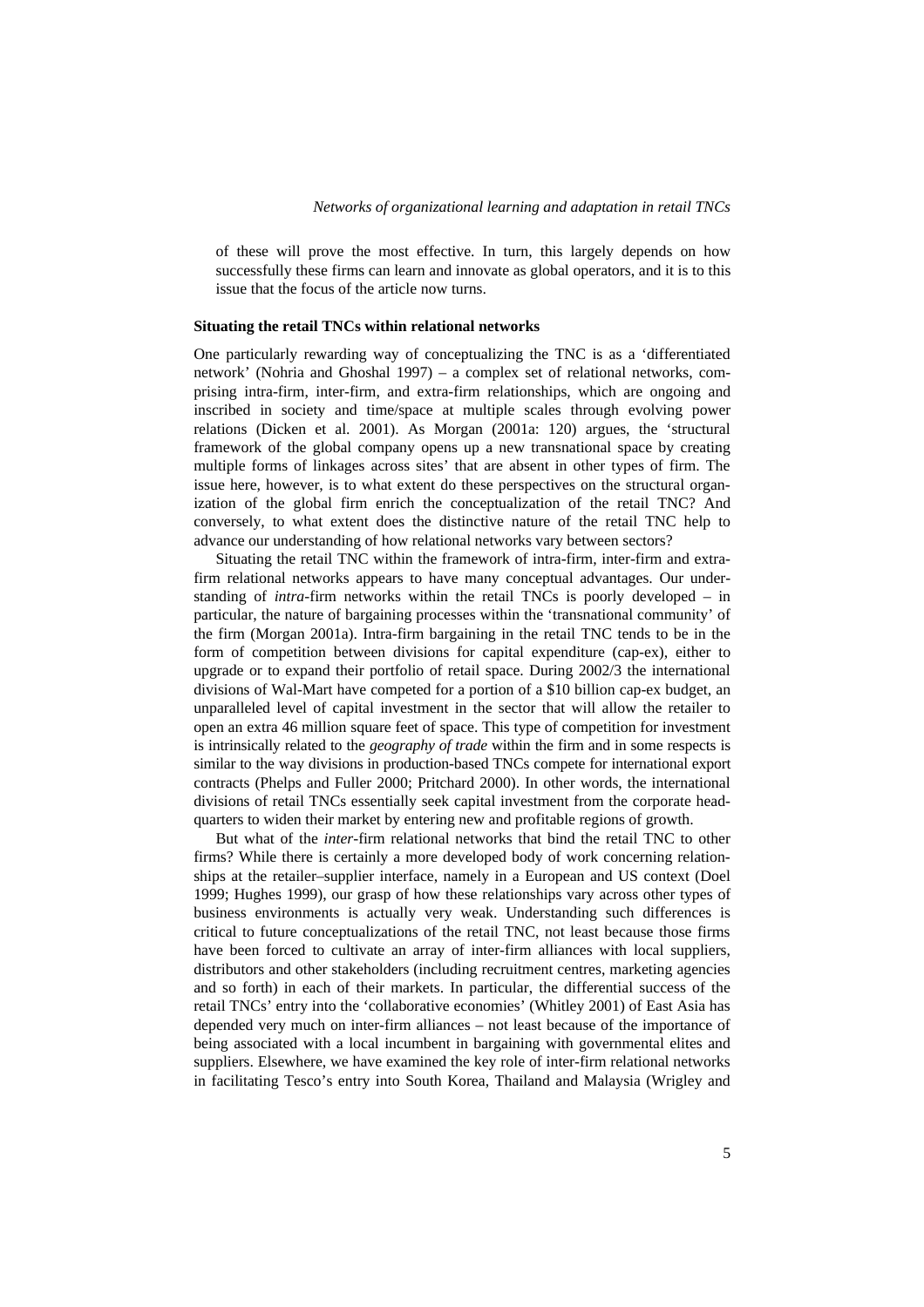of these will prove the most effective. In turn, this largely depends on how successfully these firms can learn and innovate as global operators, and it is to this issue that the focus of the article now turns.

## Situating the retail TNCs within relational networks

One particularly rewarding way of conceptualizing the TNC is as a 'differentiated network' (Nohria and Ghoshal 1997) – a complex set of relational networks, comprising intra-firm, inter-firm, and extra-firm relationships, which are ongoing and inscribed in society and time/space at multiple scales through evolving power relations (Dicken et al. 2001). As Morgan (2001a: 120) argues, the 'structural framework of the global company opens up a new transnational space by creating multiple forms of linkages across sites' that are absent in other types of firm. The issue here, however, is to what extent do these perspectives on the structural organization of the global firm enrich the conceptualization of the retail TNC? And conversely, to what extent does the distinctive nature of the retail TNC help to advance our understanding of how relational networks vary between sectors?

Situating the retail TNC within the framework of intra-firm, inter-firm and extra-firm relational networks appears to have many conceptual advantages. Our understanding of *intra*-firm networks within the retail TNCs is poorly developed – in particular, the nature of bargaining processes within the 'transnational community' of the firm (Morgan 2001a). Intra-firm bargaining in the retail TNC tends to be in the form of competition between divisions for capital expenditure (cap-ex), either to upgrade or to expand their portfolio of retail space. During 2002/3 the international divisions of Wal-Mart have competed for a portion of a $10 billion cap-ex budget, an unparalleled level of capital investment in the sector that will allow the retailer to open an extra 46 million square feet of space. This type of competition for investment is intrinsically related to the *geography of trade* within the firm and in some respects is similar to the way divisions in production-based TNCs compete for international export contracts (Phelps and Fuller 2000; Pritchard 2000). In other words, the international divisions of retail TNCs essentially seek capital investment from the corporate headquarters to widen their market by entering new and profitable regions of growth.

But what of the *inter*-firm relational networks that bind the retail TNC to other firms? While there is certainly a more developed body of work concerning relationships at the retailer–supplier interface, namely in a European and US context (Doel 1999; Hughes 1999), our grasp of how these relationships vary across other types of business environments is actually very weak. Understanding such differences is critical to future conceptualizations of the retail TNC, not least because those firms have been forced to cultivate an array of inter-firm alliances with local suppliers, distributors and other stakeholders (including recruitment centres, marketing agencies and so forth) in each of their markets. In particular, the differential success of the retail TNCs' entry into the 'collaborative economies' (Whitley 2001) of East Asia has depended very much on inter-firm alliances – not least because of the importance of being associated with a local incumbent in bargaining with governmental elites and suppliers. Elsewhere, we have examined the key role of inter-firm relational networks in facilitating Tesco's entry into South Korea, Thailand and Malaysia (Wrigley and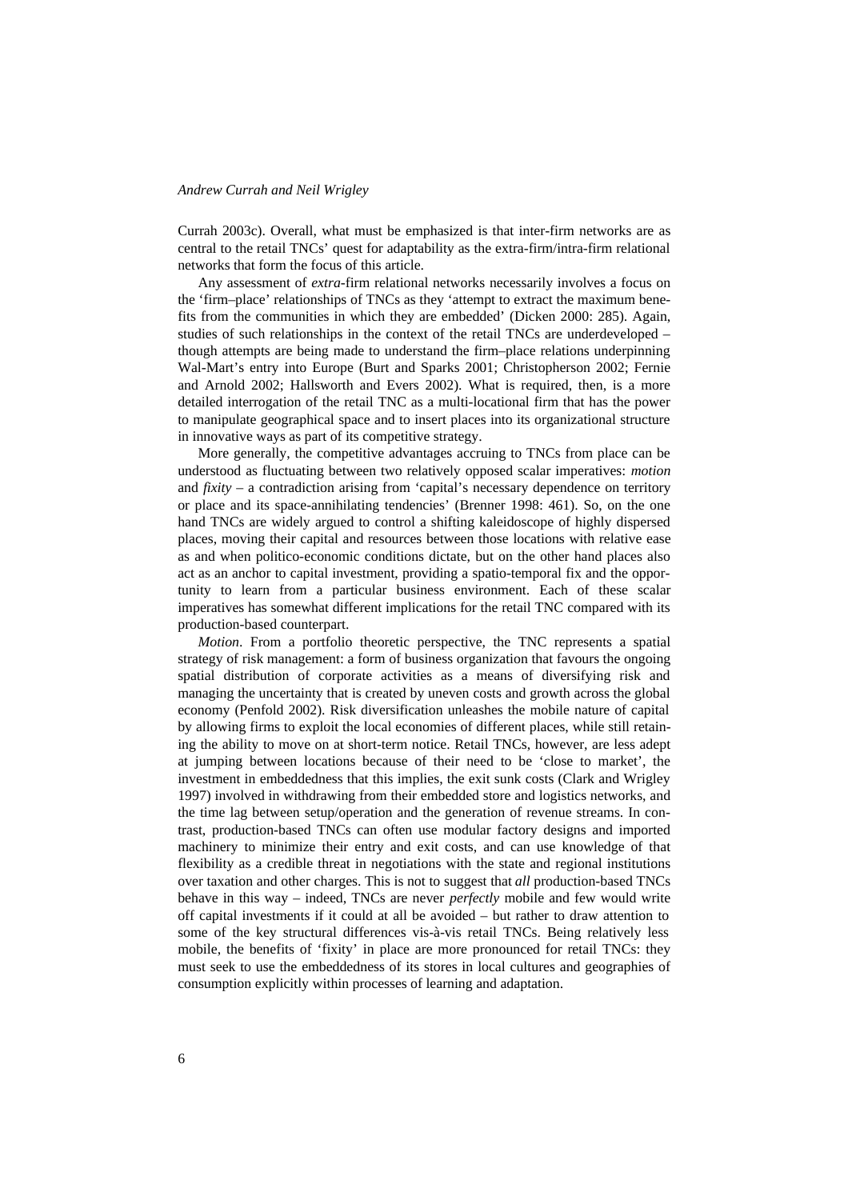Currah 2003c). Overall, what must be emphasized is that inter-firm networks are as central to the retail TNCs' quest for adaptability as the extra-firm/intra-firm relational networks that form the focus of this article.

Any assessment of *extra*-firm relational networks necessarily involves a focus on the 'firm–place' relationships of TNCs as they 'attempt to extract the maximum benefits from the communities in which they are embedded' (Dicken 2000: 285). Again, studies of such relationships in the context of the retail TNCs are underdeveloped – though attempts are being made to understand the firm–place relations underpinning Wal-Mart's entry into Europe (Burt and Sparks 2001; Christopherson 2002; Fernie and Arnold 2002; Hallsworth and Evers 2002). What is required, then, is a more detailed interrogation of the retail TNC as a multi-locational firm that has the power to manipulate geographical space and to insert places into its organizational structure in innovative ways as part of its competitive strategy.

More generally, the competitive advantages accruing to TNCs from place can be understood as fluctuating between two relatively opposed scalar imperatives: *motion* and *fixity* – a contradiction arising from 'capital's necessary dependence on territory or place and its space-annihilating tendencies' (Brenner 1998: 461). So, on the one hand TNCs are widely argued to control a shifting kaleidoscope of highly dispersed places, moving their capital and resources between those locations with relative ease as and when politico-economic conditions dictate, but on the other hand places also act as an anchor to capital investment, providing a spatio-temporal fix and the opportunity to learn from a particular business environment. Each of these scalar imperatives has somewhat different implications for the retail TNC compared with its production-based counterpart.

*Motion*. From a portfolio theoretic perspective, the TNC represents a spatial strategy of risk management: a form of business organization that favours the ongoing spatial distribution of corporate activities as a means of diversifying risk and managing the uncertainty that is created by uneven costs and growth across the global economy (Penfold 2002). Risk diversification unleashes the mobile nature of capital by allowing firms to exploit the local economies of different places, while still retaining the ability to move on at short-term notice. Retail TNCs, however, are less adept at jumping between locations because of their need to be 'close to market', the investment in embeddedness that this implies, the exit sunk costs (Clark and Wrigley 1997) involved in withdrawing from their embedded store and logistics networks, and the time lag between setup/operation and the generation of revenue streams. In contrast, production-based TNCs can often use modular factory designs and imported machinery to minimize their entry and exit costs, and can use knowledge of that flexibility as a credible threat in negotiations with the state and regional institutions over taxation and other charges. This is not to suggest that *all* production-based TNCs behave in this way – indeed, TNCs are never *perfectly* mobile and few would write off capital investments if it could at all be avoided – but rather to draw attention to some of the key structural differences vis-à-vis retail TNCs. Being relatively less mobile, the benefits of 'fixity' in place are more pronounced for retail TNCs: they must seek to use the embeddedness of its stores in local cultures and geographies of consumption explicitly within processes of learning and adaptation.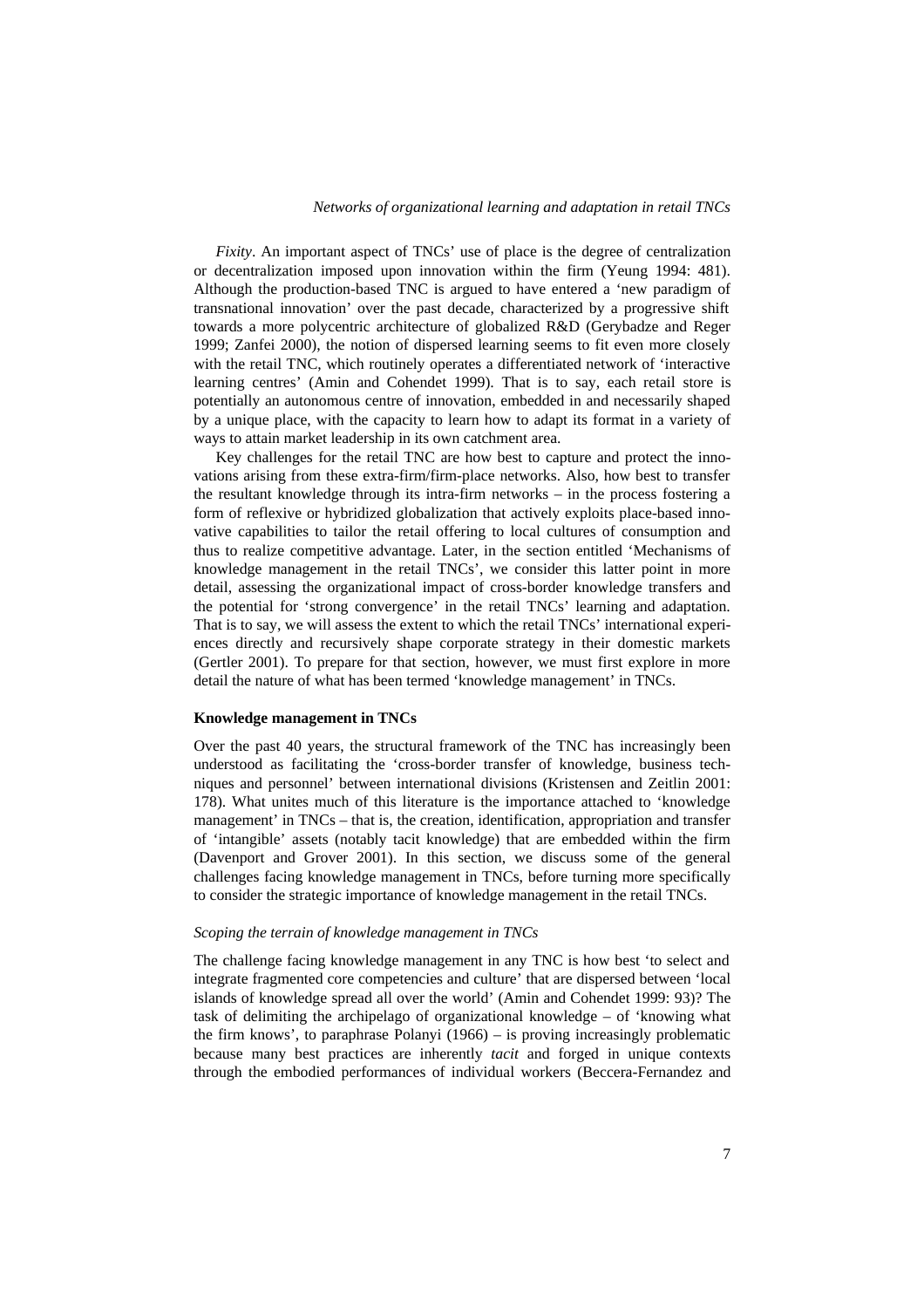*Fixity*. An important aspect of TNCs' use of place is the degree of centralization or decentralization imposed upon innovation within the firm (Yeung 1994: 481). Although the production-based TNC is argued to have entered a 'new paradigm of transnational innovation' over the past decade, characterized by a progressive shift towards a more polycentric architecture of globalized R&D (Gerybadze and Reger 1999; Zanfei 2000), the notion of dispersed learning seems to fit even more closely with the retail TNC, which routinely operates a differentiated network of 'interactive learning centres' (Amin and Cohendet 1999). That is to say, each retail store is potentially an autonomous centre of innovation, embedded in and necessarily shaped by a unique place, with the capacity to learn how to adapt its format in a variety of ways to attain market leadership in its own catchment area.

Key challenges for the retail TNC are how best to capture and protect the innovations arising from these extra-firm/firm-place networks. Also, how best to transfer the resultant knowledge through its intra-firm networks – in the process fostering a form of reflexive or hybridized globalization that actively exploits place-based innovative capabilities to tailor the retail offering to local cultures of consumption and thus to realize competitive advantage. Later, in the section entitled 'Mechanisms of knowledge management in the retail TNCs', we consider this latter point in more detail, assessing the organizational impact of cross-border knowledge transfers and the potential for 'strong convergence' in the retail TNCs' learning and adaptation. That is to say, we will assess the extent to which the retail TNCs' international experiences directly and recursively shape corporate strategy in their domestic markets (Gertler 2001). To prepare for that section, however, we must first explore in more detail the nature of what has been termed 'knowledge management' in TNCs.

## Knowledge management in TNCs

Over the past 40 years, the structural framework of the TNC has increasingly been understood as facilitating the 'cross-border transfer of knowledge, business techniques and personnel' between international divisions (Kristensen and Zeitlin 2001: 178). What unites much of this literature is the importance attached to 'knowledge management' in TNCs – that is, the creation, identification, appropriation and transfer of 'intangible' assets (notably tacit knowledge) that are embedded within the firm (Davenport and Grover 2001). In this section, we discuss some of the general challenges facing knowledge management in TNCs, before turning more specifically to consider the strategic importance of knowledge management in the retail TNCs.

### *Scoping the terrain of knowledge management in TNCs*

The challenge facing knowledge management in any TNC is how best 'to select and integrate fragmented core competencies and culture' that are dispersed between 'local islands of knowledge spread all over the world' (Amin and Cohendet 1999: 93)? The task of delimiting the archipelago of organizational knowledge – of 'knowing what the firm knows', to paraphrase Polanyi (1966) – is proving increasingly problematic because many best practices are inherently *tacit* and forged in unique contexts through the embodied performances of individual workers (Beccera-Fernandez and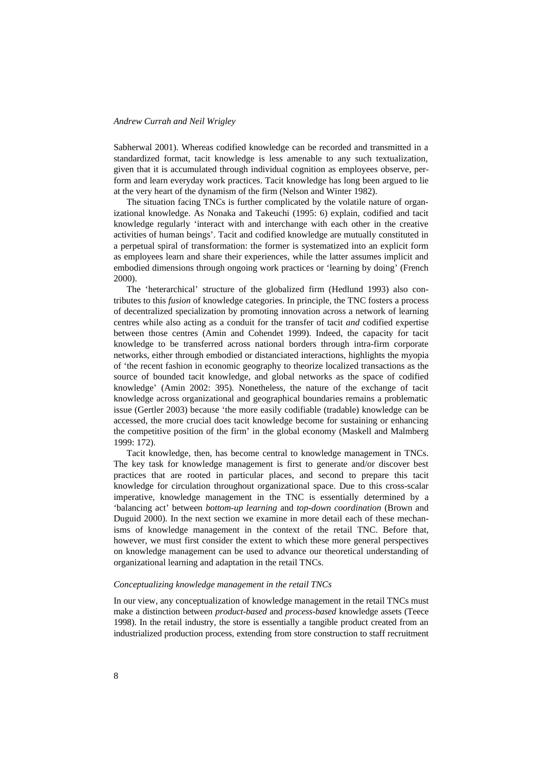Sabherwal 2001). Whereas codified knowledge can be recorded and transmitted in a standardized format, tacit knowledge is less amenable to any such textualization, given that it is accumulated through individual cognition as employees observe, perform and learn everyday work practices. Tacit knowledge has long been argued to lie at the very heart of the dynamism of the firm (Nelson and Winter 1982).

The situation facing TNCs is further complicated by the volatile nature of organizational knowledge. As Nonaka and Takeuchi (1995: 6) explain, codified and tacit knowledge regularly 'interact with and interchange with each other in the creative activities of human beings'. Tacit and codified knowledge are mutually constituted in a perpetual spiral of transformation: the former is systematized into an explicit form as employees learn and share their experiences, while the latter assumes implicit and embodied dimensions through ongoing work practices or 'learning by doing' (French 2000).

The 'heterarchical' structure of the globalized firm (Hedlund 1993) also contributes to this *fusion* of knowledge categories. In principle, the TNC fosters a process of decentralized specialization by promoting innovation across a network of learning centres while also acting as a conduit for the transfer of tacit *and* codified expertise between those centres (Amin and Cohendet 1999). Indeed, the capacity for tacit knowledge to be transferred across national borders through intra-firm corporate networks, either through embodied or distanciated interactions, highlights the myopia of 'the recent fashion in economic geography to theorize localized transactions as the source of bounded tacit knowledge, and global networks as the space of codified knowledge' (Amin 2002: 395). Nonetheless, the nature of the exchange of tacit knowledge across organizational and geographical boundaries remains a problematic issue (Gertler 2003) because 'the more easily codifiable (tradable) knowledge can be accessed, the more crucial does tacit knowledge become for sustaining or enhancing the competitive position of the firm' in the global economy (Maskell and Malmberg 1999: 172).

Tacit knowledge, then, has become central to knowledge management in TNCs. The key task for knowledge management is first to generate and/or discover best practices that are rooted in particular places, and second to prepare this tacit knowledge for circulation throughout organizational space. Due to this cross-scalar imperative, knowledge management in the TNC is essentially determined by a 'balancing act' between *bottom-up learning* and *top-down coordination* (Brown and Duguid 2000). In the next section we examine in more detail each of these mechanisms of knowledge management in the context of the retail TNC. Before that, however, we must first consider the extent to which these more general perspectives on knowledge management can be used to advance our theoretical understanding of organizational learning and adaptation in the retail TNCs.

### *Conceptualizing knowledge management in the retail TNCs*

In our view, any conceptualization of knowledge management in the retail TNCs must make a distinction between *product-based* and *process-based* knowledge assets (Teece 1998). In the retail industry, the store is essentially a tangible product created from an industrialized production process, extending from store construction to staff recruitment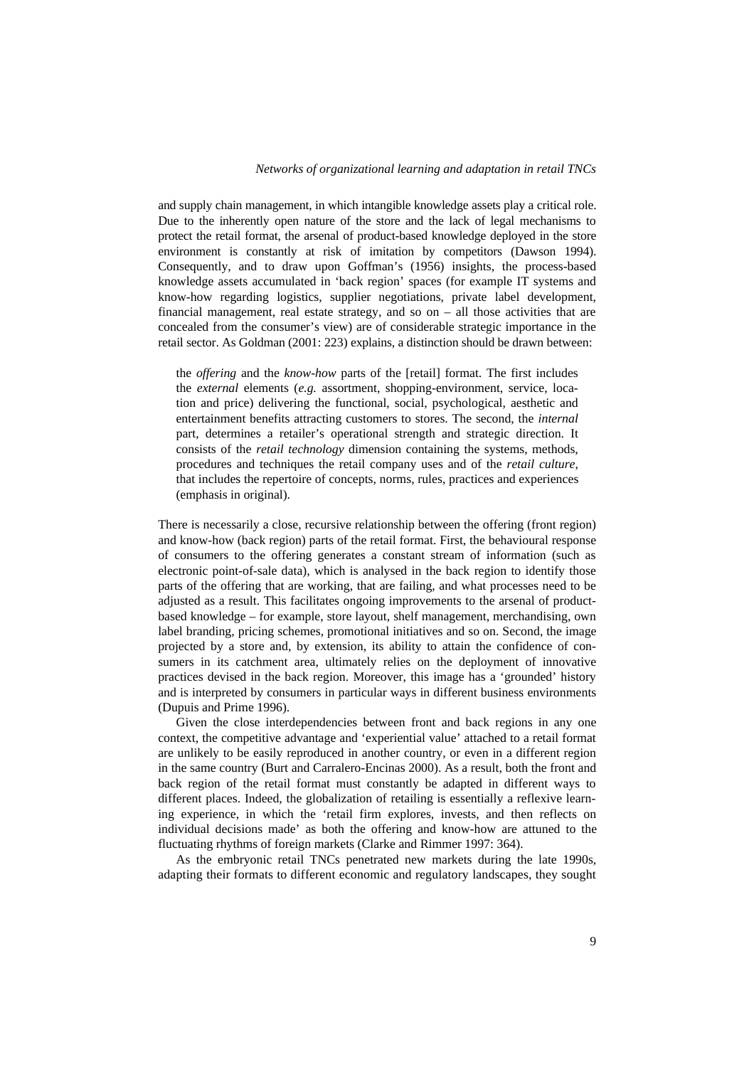and supply chain management, in which intangible knowledge assets play a critical role. Due to the inherently open nature of the store and the lack of legal mechanisms to protect the retail format, the arsenal of product-based knowledge deployed in the store environment is constantly at risk of imitation by competitors (Dawson 1994). Consequently, and to draw upon Goffman's (1956) insights, the process-based knowledge assets accumulated in 'back region' spaces (for example IT systems and know-how regarding logistics, supplier negotiations, private label development, financial management, real estate strategy, and so on – all those activities that are concealed from the consumer's view) are of considerable strategic importance in the retail sector. As Goldman (2001: 223) explains, a distinction should be drawn between:

> the *offering* and the *know-how* parts of the [retail] format. The first includes the *external* elements (*e.g.* assortment, shopping-environment, service, location and price) delivering the functional, social, psychological, aesthetic and entertainment benefits attracting customers to stores. The second, the *internal* part, determines a retailer's operational strength and strategic direction. It consists of the *retail technology* dimension containing the systems, methods, procedures and techniques the retail company uses and of the *retail culture*, that includes the repertoire of concepts, norms, rules, practices and experiences (emphasis in original).

There is necessarily a close, recursive relationship between the offering (front region) and know-how (back region) parts of the retail format. First, the behavioural response of consumers to the offering generates a constant stream of information (such as electronic point-of-sale data), which is analysed in the back region to identify those parts of the offering that are working, that are failing, and what processes need to be adjusted as a result. This facilitates ongoing improvements to the arsenal of product-based knowledge – for example, store layout, shelf management, merchandising, own label branding, pricing schemes, promotional initiatives and so on. Second, the image projected by a store and, by extension, its ability to attain the confidence of consumers in its catchment area, ultimately relies on the deployment of innovative practices devised in the back region. Moreover, this image has a 'grounded' history and is interpreted by consumers in particular ways in different business environments (Dupuis and Prime 1996).

Given the close interdependencies between front and back regions in any one context, the competitive advantage and 'experiential value' attached to a retail format are unlikely to be easily reproduced in another country, or even in a different region in the same country (Burt and Carralero-Encinas 2000). As a result, both the front and back region of the retail format must constantly be adapted in different ways to different places. Indeed, the globalization of retailing is essentially a reflexive learning experience, in which the 'retail firm explores, invests, and then reflects on individual decisions made' as both the offering and know-how are attuned to the fluctuating rhythms of foreign markets (Clarke and Rimmer 1997: 364).

As the embryonic retail TNCs penetrated new markets during the late 1990s, adapting their formats to different economic and regulatory landscapes, they sought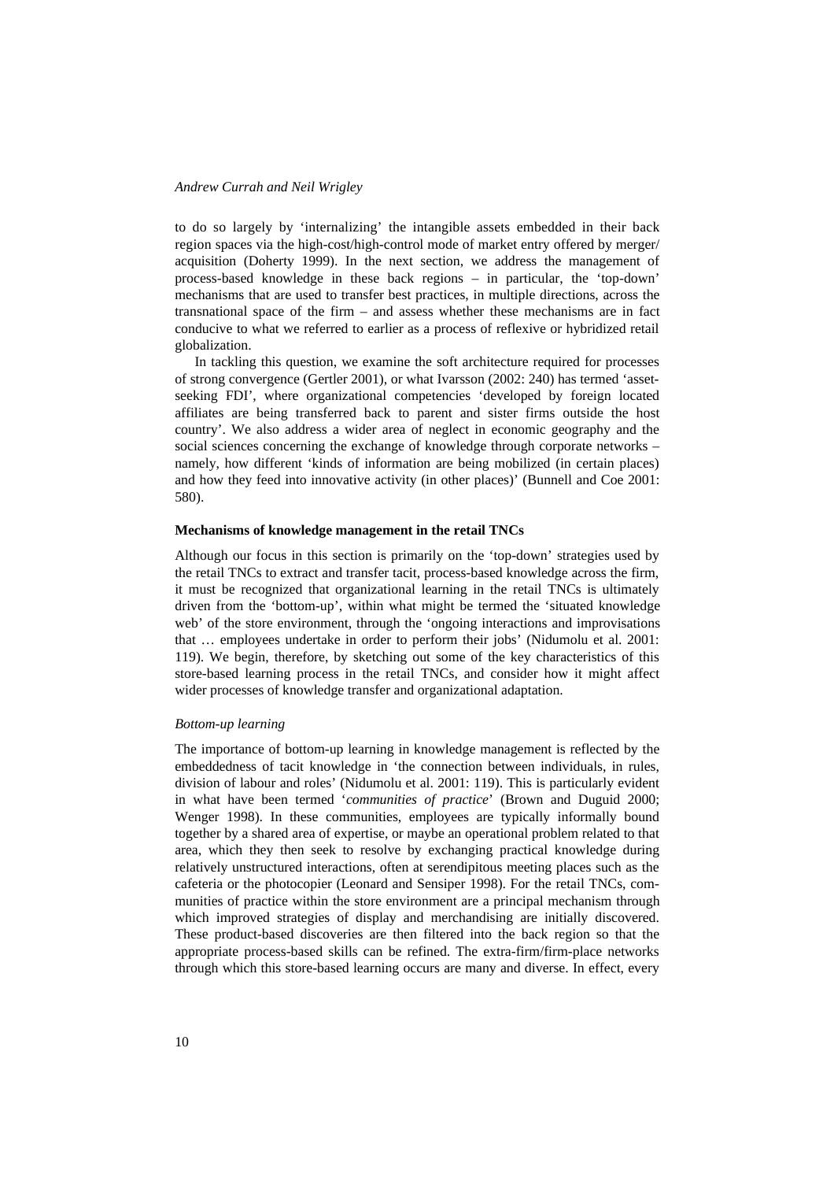to do so largely by 'internalizing' the intangible assets embedded in their back region spaces via the high-cost/high-control mode of market entry offered by merger/acquisition (Doherty 1999). In the next section, we address the management of process-based knowledge in these back regions – in particular, the 'top-down' mechanisms that are used to transfer best practices, in multiple directions, across the transnational space of the firm – and assess whether these mechanisms are in fact conducive to what we referred to earlier as a process of reflexive or hybridized retail globalization.

In tackling this question, we examine the soft architecture required for processes of strong convergence (Gertler 2001), or what Ivarsson (2002: 240) has termed 'asset-seeking FDI', where organizational competencies 'developed by foreign located affiliates are being transferred back to parent and sister firms outside the host country'. We also address a wider area of neglect in economic geography and the social sciences concerning the exchange of knowledge through corporate networks – namely, how different 'kinds of information are being mobilized (in certain places) and how they feed into innovative activity (in other places)' (Bunnell and Coe 2001: 580).

## Mechanisms of knowledge management in the retail TNCs

Although our focus in this section is primarily on the 'top-down' strategies used by the retail TNCs to extract and transfer tacit, process-based knowledge across the firm, it must be recognized that organizational learning in the retail TNCs is ultimately driven from the 'bottom-up', within what might be termed the 'situated knowledge web' of the store environment, through the 'ongoing interactions and improvisations that … employees undertake in order to perform their jobs' (Nidumolu et al. 2001: 119). We begin, therefore, by sketching out some of the key characteristics of this store-based learning process in the retail TNCs, and consider how it might affect wider processes of knowledge transfer and organizational adaptation.

### *Bottom-up learning*

The importance of bottom-up learning in knowledge management is reflected by the embeddedness of tacit knowledge in 'the connection between individuals, in rules, division of labour and roles' (Nidumolu et al. 2001: 119). This is particularly evident in what have been termed '*communities of practice*' (Brown and Duguid 2000; Wenger 1998). In these communities, employees are typically informally bound together by a shared area of expertise, or maybe an operational problem related to that area, which they then seek to resolve by exchanging practical knowledge during relatively unstructured interactions, often at serendipitous meeting places such as the cafeteria or the photocopier (Leonard and Sensiper 1998). For the retail TNCs, communities of practice within the store environment are a principal mechanism through which improved strategies of display and merchandising are initially discovered. These product-based discoveries are then filtered into the back region so that the appropriate process-based skills can be refined. The extra-firm/firm-place networks through which this store-based learning occurs are many and diverse. In effect, every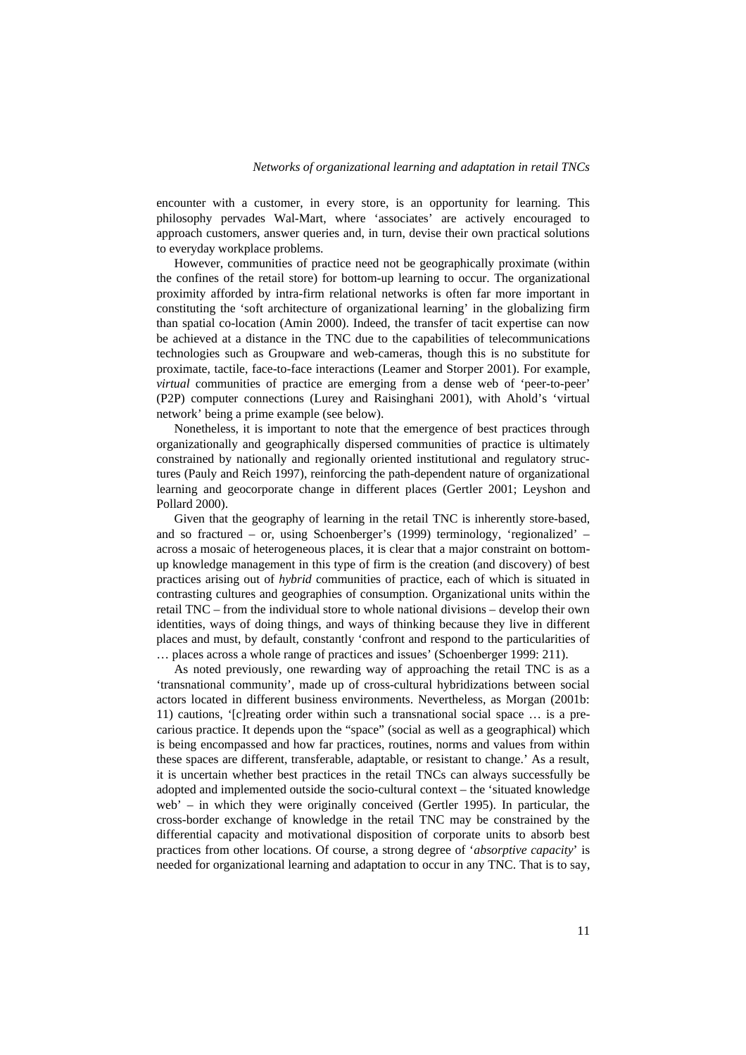encounter with a customer, in every store, is an opportunity for learning. This philosophy pervades Wal-Mart, where 'associates' are actively encouraged to approach customers, answer queries and, in turn, devise their own practical solutions to everyday workplace problems.

However, communities of practice need not be geographically proximate (within the confines of the retail store) for bottom-up learning to occur. The organizational proximity afforded by intra-firm relational networks is often far more important in constituting the 'soft architecture of organizational learning' in the globalizing firm than spatial co-location (Amin 2000). Indeed, the transfer of tacit expertise can now be achieved at a distance in the TNC due to the capabilities of telecommunications technologies such as Groupware and web-cameras, though this is no substitute for proximate, tactile, face-to-face interactions (Leamer and Storper 2001). For example, *virtual* communities of practice are emerging from a dense web of 'peer-to-peer' (P2P) computer connections (Lurey and Raisinghani 2001), with Ahold's 'virtual network' being a prime example (see below).

Nonetheless, it is important to note that the emergence of best practices through organizationally and geographically dispersed communities of practice is ultimately constrained by nationally and regionally oriented institutional and regulatory structures (Pauly and Reich 1997), reinforcing the path-dependent nature of organizational learning and geocorporate change in different places (Gertler 2001; Leyshon and Pollard 2000).

Given that the geography of learning in the retail TNC is inherently store-based, and so fractured – or, using Schoenberger's (1999) terminology, 'regionalized' – across a mosaic of heterogeneous places, it is clear that a major constraint on bottom-up knowledge management in this type of firm is the creation (and discovery) of best practices arising out of *hybrid* communities of practice, each of which is situated in contrasting cultures and geographies of consumption. Organizational units within the retail TNC – from the individual store to whole national divisions – develop their own identities, ways of doing things, and ways of thinking because they live in different places and must, by default, constantly 'confront and respond to the particularities of … places across a whole range of practices and issues' (Schoenberger 1999: 211).

As noted previously, one rewarding way of approaching the retail TNC is as a 'transnational community', made up of cross-cultural hybridizations between social actors located in different business environments. Nevertheless, as Morgan (2001b: 11) cautions, '[c]reating order within such a transnational social space … is a precarious practice. It depends upon the "space" (social as well as a geographical) which is being encompassed and how far practices, routines, norms and values from within these spaces are different, transferable, adaptable, or resistant to change.' As a result, it is uncertain whether best practices in the retail TNCs can always successfully be adopted and implemented outside the socio-cultural context – the 'situated knowledge web' – in which they were originally conceived (Gertler 1995). In particular, the cross-border exchange of knowledge in the retail TNC may be constrained by the differential capacity and motivational disposition of corporate units to absorb best practices from other locations. Of course, a strong degree of '*absorptive capacity*' is needed for organizational learning and adaptation to occur in any TNC. That is to say,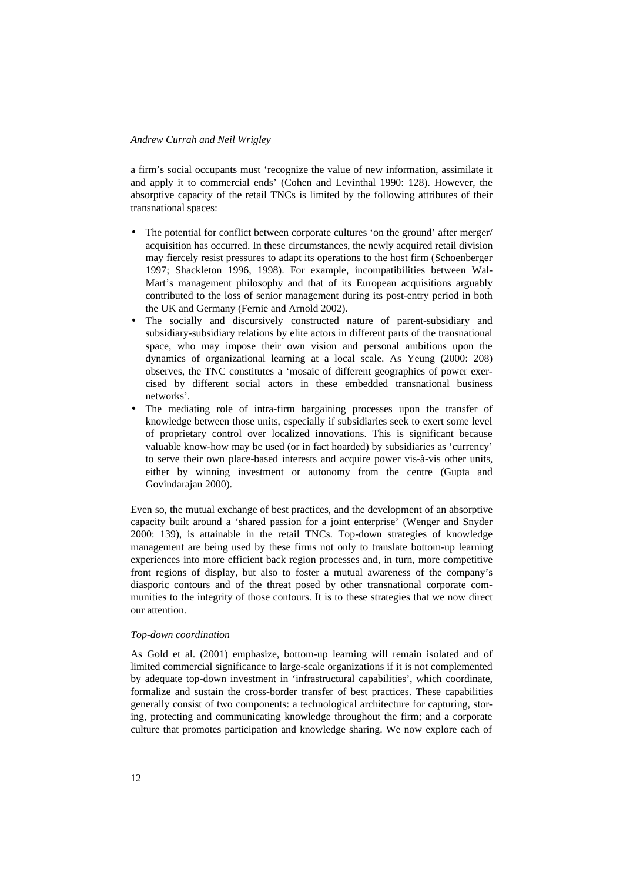a firm's social occupants must 'recognize the value of new information, assimilate it and apply it to commercial ends' (Cohen and Levinthal 1990: 128). However, the absorptive capacity of the retail TNCs is limited by the following attributes of their transnational spaces:

- The potential for conflict between corporate cultures 'on the ground' after merger/acquisition has occurred. In these circumstances, the newly acquired retail division may fiercely resist pressures to adapt its operations to the host firm (Schoenberger 1997; Shackleton 1996, 1998). For example, incompatibilities between Wal-Mart's management philosophy and that of its European acquisitions arguably contributed to the loss of senior management during its post-entry period in both the UK and Germany (Fernie and Arnold 2002).
- The socially and discursively constructed nature of parent-subsidiary and subsidiary-subsidiary relations by elite actors in different parts of the transnational space, who may impose their own vision and personal ambitions upon the dynamics of organizational learning at a local scale. As Yeung (2000: 208) observes, the TNC constitutes a 'mosaic of different geographies of power exercised by different social actors in these embedded transnational business networks'.
- The mediating role of intra-firm bargaining processes upon the transfer of knowledge between those units, especially if subsidiaries seek to exert some level of proprietary control over localized innovations. This is significant because valuable know-how may be used (or in fact hoarded) by subsidiaries as 'currency' to serve their own place-based interests and acquire power vis-à-vis other units, either by winning investment or autonomy from the centre (Gupta and Govindarajan 2000).

Even so, the mutual exchange of best practices, and the development of an absorptive capacity built around a 'shared passion for a joint enterprise' (Wenger and Snyder 2000: 139), is attainable in the retail TNCs. Top-down strategies of knowledge management are being used by these firms not only to translate bottom-up learning experiences into more efficient back region processes and, in turn, more competitive front regions of display, but also to foster a mutual awareness of the company's diasporic contours and of the threat posed by other transnational corporate communities to the integrity of those contours. It is to these strategies that we now direct our attention.

### *Top-down coordination*

As Gold et al. (2001) emphasize, bottom-up learning will remain isolated and of limited commercial significance to large-scale organizations if it is not complemented by adequate top-down investment in 'infrastructural capabilities', which coordinate, formalize and sustain the cross-border transfer of best practices. These capabilities generally consist of two components: a technological architecture for capturing, storing, protecting and communicating knowledge throughout the firm; and a corporate culture that promotes participation and knowledge sharing. We now explore each of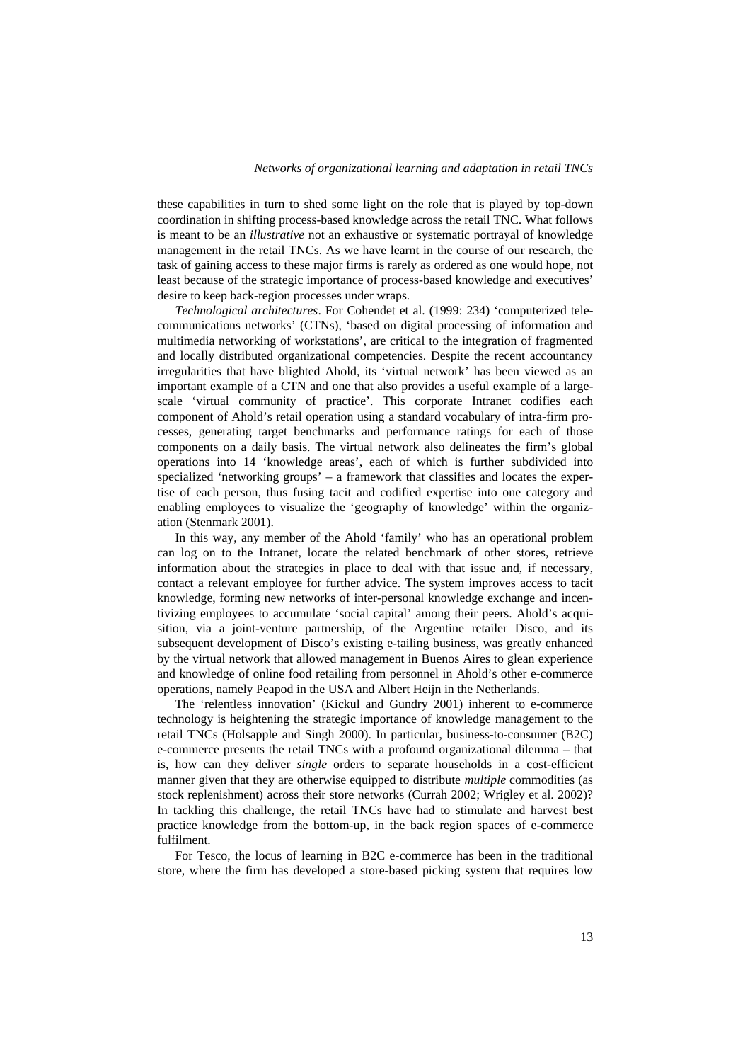these capabilities in turn to shed some light on the role that is played by top-down coordination in shifting process-based knowledge across the retail TNC. What follows is meant to be an *illustrative* not an exhaustive or systematic portrayal of knowledge management in the retail TNCs. As we have learnt in the course of our research, the task of gaining access to these major firms is rarely as ordered as one would hope, not least because of the strategic importance of process-based knowledge and executives' desire to keep back-region processes under wraps.

*Technological architectures*. For Cohendet et al. (1999: 234) 'computerized telecommunications networks' (CTNs), 'based on digital processing of information and multimedia networking of workstations', are critical to the integration of fragmented and locally distributed organizational competencies. Despite the recent accountancy irregularities that have blighted Ahold, its 'virtual network' has been viewed as an important example of a CTN and one that also provides a useful example of a large-scale 'virtual community of practice'. This corporate Intranet codifies each component of Ahold's retail operation using a standard vocabulary of intra-firm processes, generating target benchmarks and performance ratings for each of those components on a daily basis. The virtual network also delineates the firm's global operations into 14 'knowledge areas', each of which is further subdivided into specialized 'networking groups' – a framework that classifies and locates the expertise of each person, thus fusing tacit and codified expertise into one category and enabling employees to visualize the 'geography of knowledge' within the organization (Stenmark 2001).

In this way, any member of the Ahold 'family' who has an operational problem can log on to the Intranet, locate the related benchmark of other stores, retrieve information about the strategies in place to deal with that issue and, if necessary, contact a relevant employee for further advice. The system improves access to tacit knowledge, forming new networks of inter-personal knowledge exchange and incentivizing employees to accumulate 'social capital' among their peers. Ahold's acquisition, via a joint-venture partnership, of the Argentine retailer Disco, and its subsequent development of Disco's existing e-tailing business, was greatly enhanced by the virtual network that allowed management in Buenos Aires to glean experience and knowledge of online food retailing from personnel in Ahold's other e-commerce operations, namely Peapod in the USA and Albert Heijn in the Netherlands.

The 'relentless innovation' (Kickul and Gundry 2001) inherent to e-commerce technology is heightening the strategic importance of knowledge management to the retail TNCs (Holsapple and Singh 2000). In particular, business-to-consumer (B2C) e-commerce presents the retail TNCs with a profound organizational dilemma – that is, how can they deliver *single* orders to separate households in a cost-efficient manner given that they are otherwise equipped to distribute *multiple* commodities (as stock replenishment) across their store networks (Currah 2002; Wrigley et al. 2002)? In tackling this challenge, the retail TNCs have had to stimulate and harvest best practice knowledge from the bottom-up, in the back region spaces of e-commerce fulfilment.

For Tesco, the locus of learning in B2C e-commerce has been in the traditional store, where the firm has developed a store-based picking system that requires low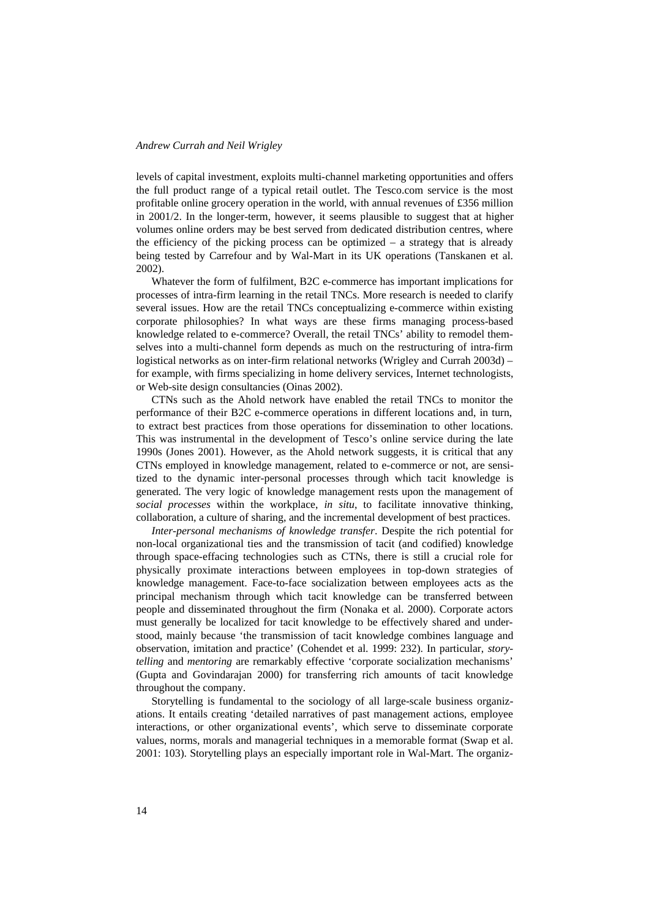levels of capital investment, exploits multi-channel marketing opportunities and offers the full product range of a typical retail outlet. The Tesco.com service is the most profitable online grocery operation in the world, with annual revenues of £356 million in 2001/2. In the longer-term, however, it seems plausible to suggest that at higher volumes online orders may be best served from dedicated distribution centres, where the efficiency of the picking process can be optimized – a strategy that is already being tested by Carrefour and by Wal-Mart in its UK operations (Tanskanen et al. 2002).

Whatever the form of fulfilment, B2C e-commerce has important implications for processes of intra-firm learning in the retail TNCs. More research is needed to clarify several issues. How are the retail TNCs conceptualizing e-commerce within existing corporate philosophies? In what ways are these firms managing process-based knowledge related to e-commerce? Overall, the retail TNCs' ability to remodel themselves into a multi-channel form depends as much on the restructuring of intra-firm logistical networks as on inter-firm relational networks (Wrigley and Currah 2003d) – for example, with firms specializing in home delivery services, Internet technologists, or Web-site design consultancies (Oinas 2002).

CTNs such as the Ahold network have enabled the retail TNCs to monitor the performance of their B2C e-commerce operations in different locations and, in turn, to extract best practices from those operations for dissemination to other locations. This was instrumental in the development of Tesco's online service during the late 1990s (Jones 2001). However, as the Ahold network suggests, it is critical that any CTNs employed in knowledge management, related to e-commerce or not, are sensitized to the dynamic inter-personal processes through which tacit knowledge is generated. The very logic of knowledge management rests upon the management of *social processes* within the workplace, *in situ*, to facilitate innovative thinking, collaboration, a culture of sharing, and the incremental development of best practices.

*Inter-personal mechanisms of knowledge transfer*. Despite the rich potential for non-local organizational ties and the transmission of tacit (and codified) knowledge through space-effacing technologies such as CTNs, there is still a crucial role for physically proximate interactions between employees in top-down strategies of knowledge management. Face-to-face socialization between employees acts as the principal mechanism through which tacit knowledge can be transferred between people and disseminated throughout the firm (Nonaka et al. 2000). Corporate actors must generally be localized for tacit knowledge to be effectively shared and understood, mainly because 'the transmission of tacit knowledge combines language and observation, imitation and practice' (Cohendet et al. 1999: 232). In particular, *storytelling* and *mentoring* are remarkably effective 'corporate socialization mechanisms' (Gupta and Govindarajan 2000) for transferring rich amounts of tacit knowledge throughout the company.

Storytelling is fundamental to the sociology of all large-scale business organizations. It entails creating 'detailed narratives of past management actions, employee interactions, or other organizational events', which serve to disseminate corporate values, norms, morals and managerial techniques in a memorable format (Swap et al. 2001: 103). Storytelling plays an especially important role in Wal-Mart. The organiz-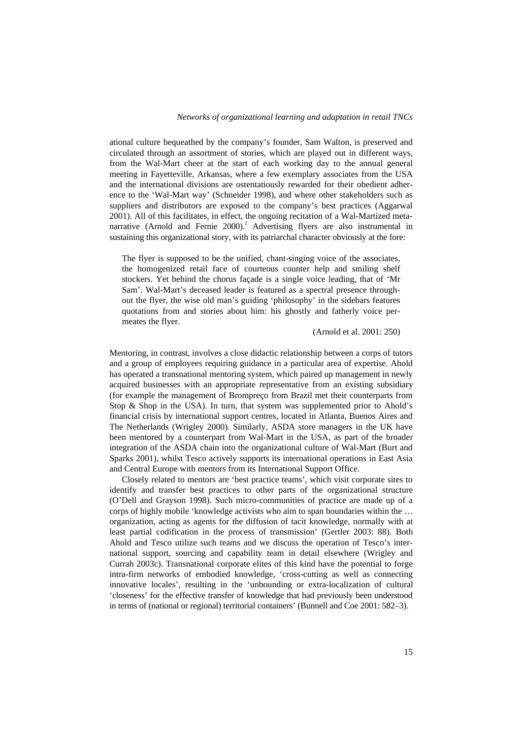ational culture bequeathed by the company's founder, Sam Walton, is preserved and circulated through an assortment of stories, which are played out in different ways, from the Wal-Mart cheer at the start of each working day to the annual general meeting in Fayetteville, Arkansas, where a few exemplary associates from the USA and the international divisions are ostentatiously rewarded for their obedient adherence to the 'Wal-Mart way' (Schneider 1998), and where other stakeholders such as suppliers and distributors are exposed to the company's best practices (Aggarwal 2001). All of this facilitates, in effect, the ongoing recitation of a Wal-Martized meta-narrative (Arnold and Fernie 2000).[2] Advertising flyers are also instrumental in sustaining this organizational story, with its patriarchal character obviously at the fore:

> The flyer is supposed to be the unified, chant-singing voice of the associates, the homogenized retail face of courteous counter help and smiling shelf stockers. Yet behind the chorus façade is a single voice leading, that of 'Mr Sam'. Wal-Mart's deceased leader is featured as a spectral presence throughout the flyer, the wise old man's guiding 'philosophy' in the sidebars features quotations from and stories about him: his ghostly and fatherly voice permeates the flyer.
>
> (Arnold et al. 2001: 250)

Mentoring, in contrast, involves a close didactic relationship between a corps of tutors and a group of employees requiring guidance in a particular area of expertise. Ahold has operated a transnational mentoring system, which paired up management in newly acquired businesses with an appropriate representative from an existing subsidiary (for example the management of Bompreço from Brazil met their counterparts from Stop & Shop in the USA). In turn, that system was supplemented prior to Ahold's financial crisis by international support centres, located in Atlanta, Buenos Aires and The Netherlands (Wrigley 2000). Similarly, ASDA store managers in the UK have been mentored by a counterpart from Wal-Mart in the USA, as part of the broader integration of the ASDA chain into the organizational culture of Wal-Mart (Burt and Sparks 2001), whilst Tesco actively supports its international operations in East Asia and Central Europe with mentors from its International Support Office.

Closely related to mentors are 'best practice teams', which visit corporate sites to identify and transfer best practices to other parts of the organizational structure (O'Dell and Grayson 1998). Such micro-communities of practice are made up of a corps of highly mobile 'knowledge activists who aim to span boundaries within the … organization, acting as agents for the diffusion of tacit knowledge, normally with at least partial codification in the process of transmission' (Gertler 2003: 88). Both Ahold and Tesco utilize such teams and we discuss the operation of Tesco's international support, sourcing and capability team in detail elsewhere (Wrigley and Currah 2003c). Transnational corporate elites of this kind have the potential to forge intra-firm networks of embodied knowledge, 'cross-cutting as well as connecting innovative locales', resulting in the 'unbounding or extra-localization of cultural "closeness" for the effective transfer of knowledge that had previously been understood in terms of (national or regional) territorial containers' (Bunnell and Coe 2001: 582–3).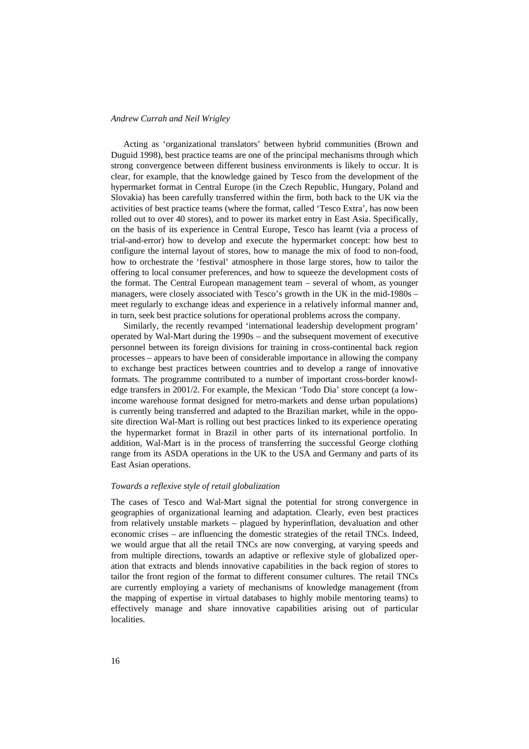Acting as 'organizational translators' between hybrid communities (Brown and Duguid 1998), best practice teams are one of the principal mechanisms through which strong convergence between different business environments is likely to occur. It is clear, for example, that the knowledge gained by Tesco from the development of the hypermarket format in Central Europe (in the Czech Republic, Hungary, Poland and Slovakia) has been carefully transferred within the firm, both back to the UK via the activities of best practice teams (where the format, called 'Tesco Extra', has now been rolled out to over 40 stores), and to power its market entry in East Asia. Specifically, on the basis of its experience in Central Europe, Tesco has learnt (via a process of trial-and-error) how to develop and execute the hypermarket concept: how best to configure the internal layout of stores, how to manage the mix of food to non-food, how to orchestrate the 'festival' atmosphere in those large stores, how to tailor the offering to local consumer preferences, and how to squeeze the development costs of the format. The Central European management team – several of whom, as younger managers, were closely associated with Tesco's growth in the UK in the mid-1980s – meet regularly to exchange ideas and experience in a relatively informal manner and, in turn, seek best practice solutions for operational problems across the company.

Similarly, the recently revamped 'international leadership development program' operated by Wal-Mart during the 1990s – and the subsequent movement of executive personnel between its foreign divisions for training in cross-continental back region processes – appears to have been of considerable importance in allowing the company to exchange best practices between countries and to develop a range of innovative formats. The programme contributed to a number of important cross-border knowledge transfers in 2001/2. For example, the Mexican 'Todo Dia' store concept (a low-income warehouse format designed for metro-markets and dense urban populations) is currently being transferred and adapted to the Brazilian market, while in the opposite direction Wal-Mart is rolling out best practices linked to its experience operating the hypermarket format in Brazil in other parts of its international portfolio. In addition, Wal-Mart is in the process of transferring the successful George clothing range from its ASDA operations in the UK to the USA and Germany and parts of its East Asian operations.

### *Towards a reflexive style of retail globalization*

The cases of Tesco and Wal-Mart signal the potential for strong convergence in geographies of organizational learning and adaptation. Clearly, even best practices from relatively unstable markets – plagued by hyperinflation, devaluation and other economic crises – are influencing the domestic strategies of the retail TNCs. Indeed, we would argue that all the retail TNCs are now converging, at varying speeds and from multiple directions, towards an adaptive or reflexive style of globalized operation that extracts and blends innovative capabilities in the back region of stores to tailor the front region of the format to different consumer cultures. The retail TNCs are currently employing a variety of mechanisms of knowledge management (from the mapping of expertise in virtual databases to highly mobile mentoring teams) to effectively manage and share innovative capabilities arising out of particular localities.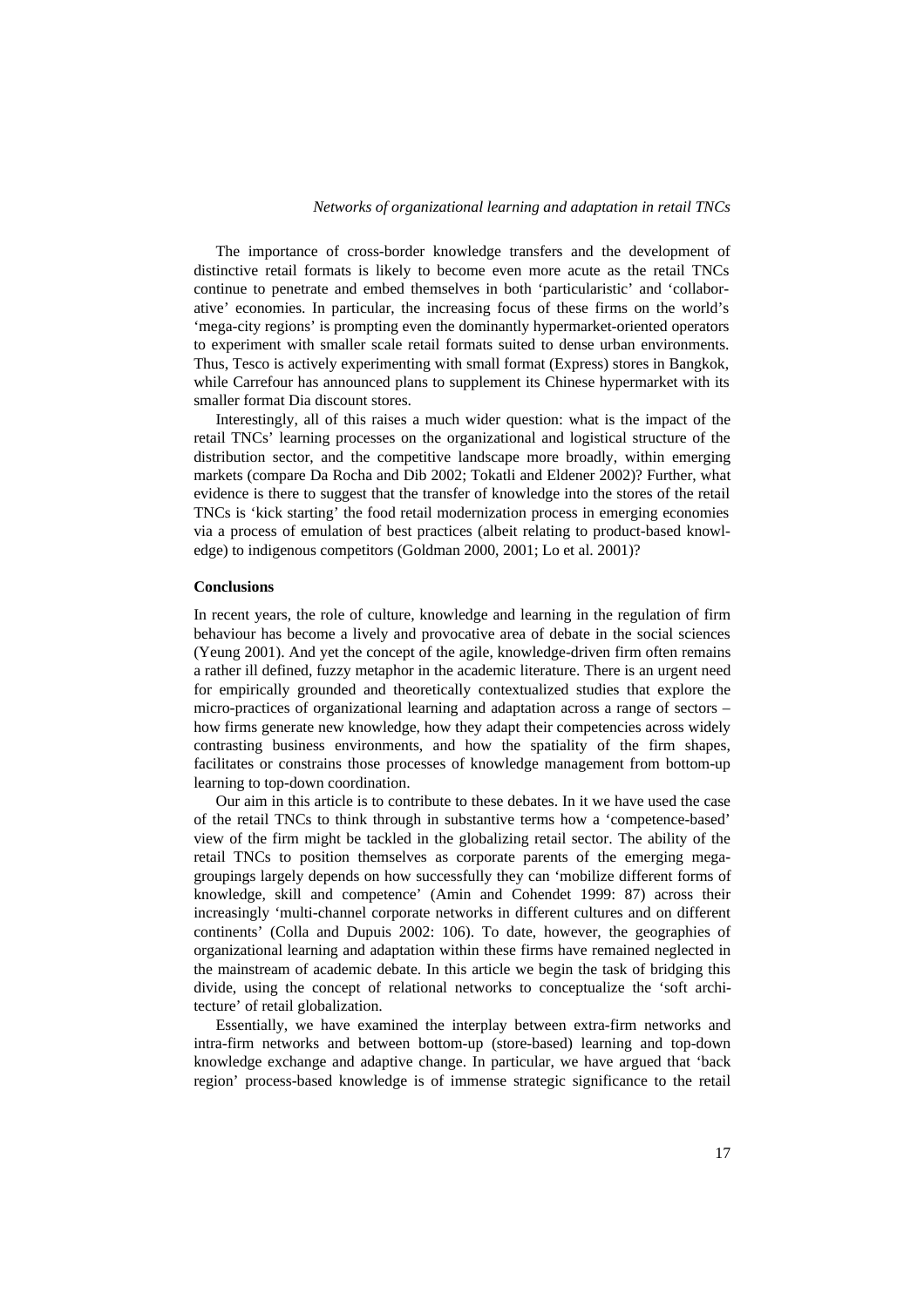The importance of cross-border knowledge transfers and the development of distinctive retail formats is likely to become even more acute as the retail TNCs continue to penetrate and embed themselves in both 'particularistic' and 'collaborative' economies. In particular, the increasing focus of these firms on the world's 'mega-city regions' is prompting even the dominantly hypermarket-oriented operators to experiment with smaller scale retail formats suited to dense urban environments. Thus, Tesco is actively experimenting with small format (Express) stores in Bangkok, while Carrefour has announced plans to supplement its Chinese hypermarket with its smaller format Dia discount stores.

Interestingly, all of this raises a much wider question: what is the impact of the retail TNCs' learning processes on the organizational and logistical structure of the distribution sector, and the competitive landscape more broadly, within emerging markets (compare Da Rocha and Dib 2002; Tokatli and Eldener 2002)? Further, what evidence is there to suggest that the transfer of knowledge into the stores of the retail TNCs is 'kick starting' the food retail modernization process in emerging economies via a process of emulation of best practices (albeit relating to product-based knowledge) to indigenous competitors (Goldman 2000, 2001; Lo et al. 2001)?

**Conclusions**

In recent years, the role of culture, knowledge and learning in the regulation of firm behaviour has become a lively and provocative area of debate in the social sciences (Yeung 2001). And yet the concept of the agile, knowledge-driven firm often remains a rather ill defined, fuzzy metaphor in the academic literature. There is an urgent need for empirically grounded and theoretically contextualized studies that explore the micro-practices of organizational learning and adaptation across a range of sectors – how firms generate new knowledge, how they adapt their competencies across widely contrasting business environments, and how the spatiality of the firm shapes, facilitates or constrains those processes of knowledge management from bottom-up learning to top-down coordination.

Our aim in this article is to contribute to these debates. In it we have used the case of the retail TNCs to think through in substantive terms how a 'competence-based' view of the firm might be tackled in the globalizing retail sector. The ability of the retail TNCs to position themselves as corporate parents of the emerging mega-groupings largely depends on how successfully they can 'mobilize different forms of knowledge, skill and competence' (Amin and Cohendet 1999: 87) across their increasingly 'multi-channel corporate networks in different cultures and on different continents' (Colla and Dupuis 2002: 106). To date, however, the geographies of organizational learning and adaptation within these firms have remained neglected in the mainstream of academic debate. In this article we begin the task of bridging this divide, using the concept of relational networks to conceptualize the 'soft architecture' of retail globalization.

Essentially, we have examined the interplay between extra-firm networks and intra-firm networks and between bottom-up (store-based) learning and top-down knowledge exchange and adaptive change. In particular, we have argued that 'back region' process-based knowledge is of immense strategic significance to the retail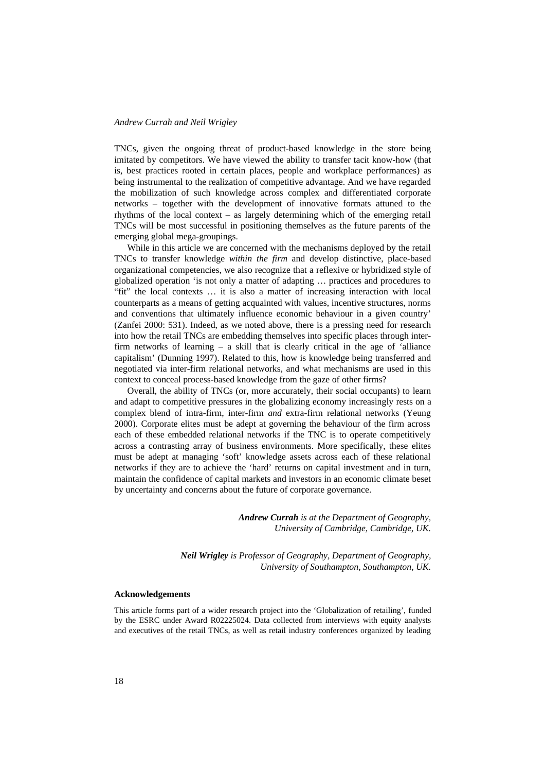TNCs, given the ongoing threat of product-based knowledge in the store being imitated by competitors. We have viewed the ability to transfer tacit know-how (that is, best practices rooted in certain places, people and workplace performances) as being instrumental to the realization of competitive advantage. And we have regarded the mobilization of such knowledge across complex and differentiated corporate networks – together with the development of innovative formats attuned to the rhythms of the local context – as largely determining which of the emerging retail TNCs will be most successful in positioning themselves as the future parents of the emerging global mega-groupings.

While in this article we are concerned with the mechanisms deployed by the retail TNCs to transfer knowledge *within the firm* and develop distinctive, place-based organizational competencies, we also recognize that a reflexive or hybridized style of globalized operation 'is not only a matter of adapting … practices and procedures to "fit" the local contexts … it is also a matter of increasing interaction with local counterparts as a means of getting acquainted with values, incentive structures, norms and conventions that ultimately influence economic behaviour in a given country' (Zanfei 2000: 531). Indeed, as we noted above, there is a pressing need for research into how the retail TNCs are embedding themselves into specific places through inter-firm networks of learning – a skill that is clearly critical in the age of 'alliance capitalism' (Dunning 1997). Related to this, how is knowledge being transferred and negotiated via inter-firm relational networks, and what mechanisms are used in this context to conceal process-based knowledge from the gaze of other firms?

Overall, the ability of TNCs (or, more accurately, their social occupants) to learn and adapt to competitive pressures in the globalizing economy increasingly rests on a complex blend of intra-firm, inter-firm *and* extra-firm relational networks (Yeung 2000). Corporate elites must be adept at governing the behaviour of the firm across each of these embedded relational networks if the TNC is to operate competitively across a contrasting array of business environments. More specifically, these elites must be adept at managing 'soft' knowledge assets across each of these relational networks if they are to achieve the 'hard' returns on capital investment and in turn, maintain the confidence of capital markets and investors in an economic climate beset by uncertainty and concerns about the future of corporate governance.

***Andrew Currah*** *is at the Department of Geography, University of Cambridge, Cambridge, UK.*

***Neil Wrigley*** *is Professor of Geography, Department of Geography, University of Southampton, Southampton, UK.*

**Acknowledgements**

This article forms part of a wider research project into the 'Globalization of retailing', funded by the ESRC under Award R02225024. Data collected from interviews with equity analysts and executives of the retail TNCs, as well as retail industry conferences organized by leading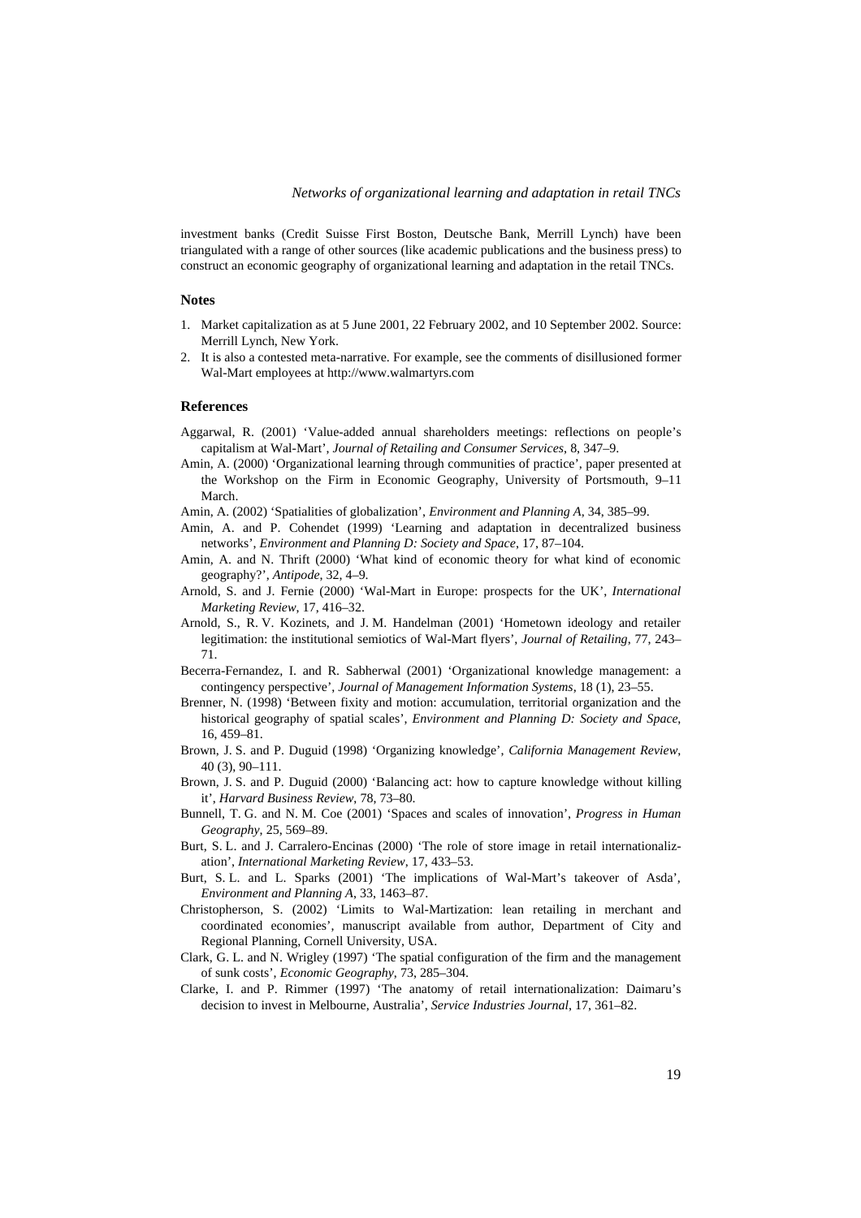investment banks (Credit Suisse First Boston, Deutsche Bank, Merrill Lynch) have been triangulated with a range of other sources (like academic publications and the business press) to construct an economic geography of organizational learning and adaptation in the retail TNCs.

## Notes

1. Market capitalization as at 5 June 2001, 22 February 2002, and 10 September 2002. Source: Merrill Lynch, New York.
2. It is also a contested meta-narrative. For example, see the comments of disillusioned former Wal-Mart employees at http://www.walmartyrs.com

## References

Aggarwal, R. (2001) 'Value-added annual shareholders meetings: reflections on people's capitalism at Wal-Mart', *Journal of Retailing and Consumer Services*, 8, 347–9.

Amin, A. (2000) 'Organizational learning through communities of practice', paper presented at the Workshop on the Firm in Economic Geography, University of Portsmouth, 9–11 March.

Amin, A. (2002) 'Spatialities of globalization', *Environment and Planning A*, 34, 385–99.

Amin, A. and P. Cohendet (1999) 'Learning and adaptation in decentralized business networks', *Environment and Planning D: Society and Space*, 17, 87–104.

Amin, A. and N. Thrift (2000) 'What kind of economic theory for what kind of economic geography?', *Antipode*, 32, 4–9.

Arnold, S. and J. Fernie (2000) 'Wal-Mart in Europe: prospects for the UK', *International Marketing Review*, 17, 416–32.

Arnold, S., R. V. Kozinets, and J. M. Handelman (2001) 'Hometown ideology and retailer legitimation: the institutional semiotics of Wal-Mart flyers', *Journal of Retailing*, 77, 243–71.

Becerra-Fernandez, I. and R. Sabherwal (2001) 'Organizational knowledge management: a contingency perspective', *Journal of Management Information Systems*, 18 (1), 23–55.

Brenner, N. (1998) 'Between fixity and motion: accumulation, territorial organization and the historical geography of spatial scales', *Environment and Planning D: Society and Space*, 16, 459–81.

Brown, J. S. and P. Duguid (1998) 'Organizing knowledge', *California Management Review*, 40 (3), 90–111.

Brown, J. S. and P. Duguid (2000) 'Balancing act: how to capture knowledge without killing it', *Harvard Business Review*, 78, 73–80.

Bunnell, T. G. and N. M. Coe (2001) 'Spaces and scales of innovation', *Progress in Human Geography*, 25, 569–89.

Burt, S. L. and J. Carralero-Encinas (2000) 'The role of store image in retail internationalization', *International Marketing Review*, 17, 433–53.

Burt, S. L. and L. Sparks (2001) 'The implications of Wal-Mart's takeover of Asda', *Environment and Planning A*, 33, 1463–87.

Christopherson, S. (2002) 'Limits to Wal-Martization: lean retailing in merchant and coordinated economies', manuscript available from author, Department of City and Regional Planning, Cornell University, USA.

Clark, G. L. and N. Wrigley (1997) 'The spatial configuration of the firm and the management of sunk costs', *Economic Geography*, 73, 285–304.

Clarke, I. and P. Rimmer (1997) 'The anatomy of retail internationalization: Daimaru's decision to invest in Melbourne, Australia', *Service Industries Journal*, 17, 361–82.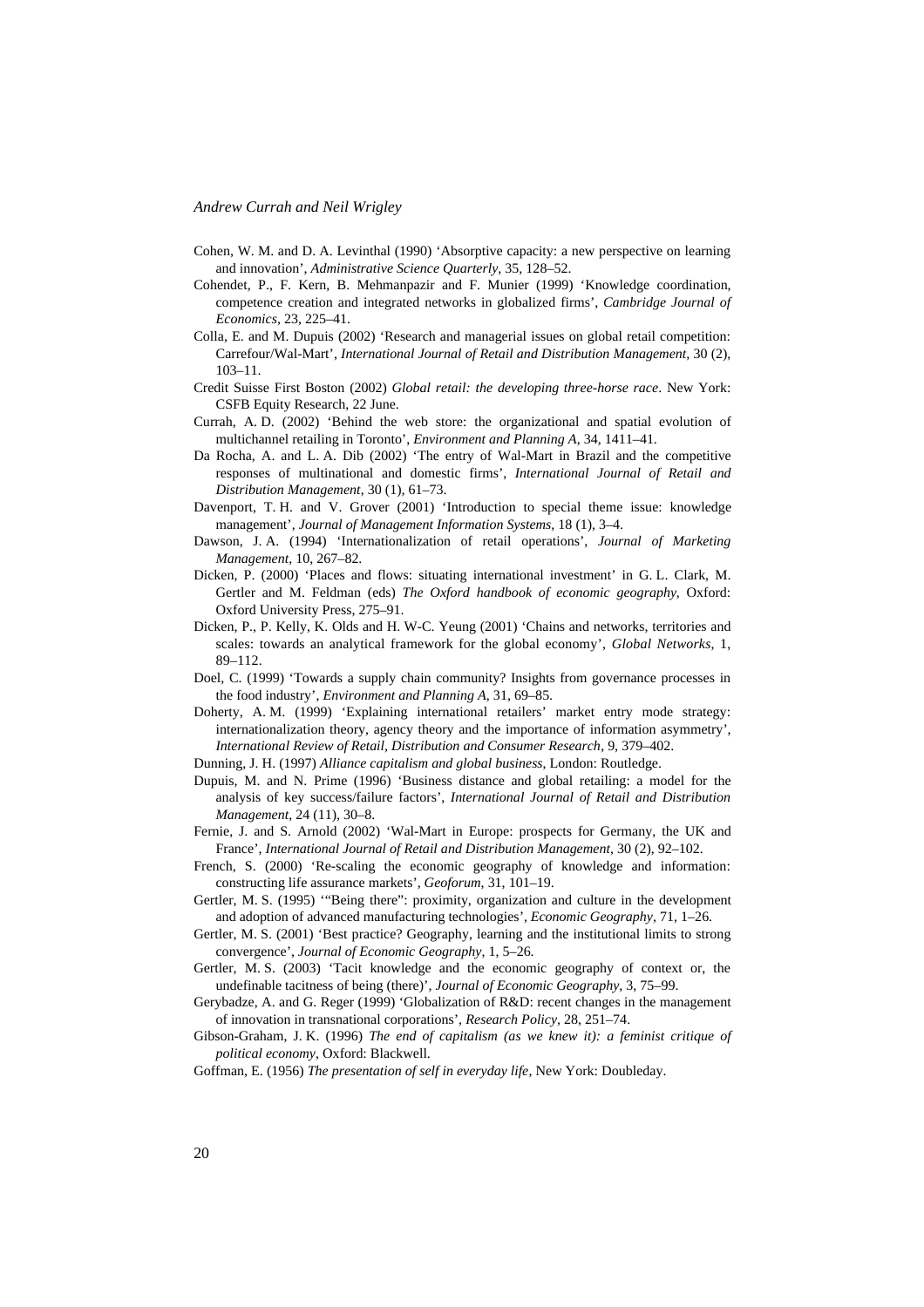Cohen, W. M. and D. A. Levinthal (1990) 'Absorptive capacity: a new perspective on learning and innovation', *Administrative Science Quarterly*, 35, 128–52.

Cohendet, P., F. Kern, B. Mehmanpazir and F. Munier (1999) 'Knowledge coordination, competence creation and integrated networks in globalized firms', *Cambridge Journal of Economics*, 23, 225–41.

Colla, E. and M. Dupuis (2002) 'Research and managerial issues on global retail competition: Carrefour/Wal-Mart', *International Journal of Retail and Distribution Management*, 30 (2), 103–11.

Credit Suisse First Boston (2002) *Global retail: the developing three-horse race*. New York: CSFB Equity Research, 22 June.

Currah, A. D. (2002) 'Behind the web store: the organizational and spatial evolution of multichannel retailing in Toronto', *Environment and Planning A*, 34, 1411–41.

Da Rocha, A. and L. A. Dib (2002) 'The entry of Wal-Mart in Brazil and the competitive responses of multinational and domestic firms', *International Journal of Retail and Distribution Management*, 30 (1), 61–73.

Davenport, T. H. and V. Grover (2001) 'Introduction to special theme issue: knowledge management', *Journal of Management Information Systems*, 18 (1), 3–4.

Dawson, J. A. (1994) 'Internationalization of retail operations', *Journal of Marketing Management*, 10, 267–82.

Dicken, P. (2000) 'Places and flows: situating international investment' in G. L. Clark, M. Gertler and M. Feldman (eds) *The Oxford handbook of economic geography*, Oxford: Oxford University Press, 275–91.

Dicken, P., P. Kelly, K. Olds and H. W-C. Yeung (2001) 'Chains and networks, territories and scales: towards an analytical framework for the global economy', *Global Networks*, 1, 89–112.

Doel, C. (1999) 'Towards a supply chain community? Insights from governance processes in the food industry', *Environment and Planning A*, 31, 69–85.

Doherty, A. M. (1999) 'Explaining international retailers' market entry mode strategy: internationalization theory, agency theory and the importance of information asymmetry', *International Review of Retail, Distribution and Consumer Research*, 9, 379–402.

Dunning, J. H. (1997) *Alliance capitalism and global business*, London: Routledge.

Dupuis, M. and N. Prime (1996) 'Business distance and global retailing: a model for the analysis of key success/failure factors', *International Journal of Retail and Distribution Management*, 24 (11), 30–8.

Fernie, J. and S. Arnold (2002) 'Wal-Mart in Europe: prospects for Germany, the UK and France', *International Journal of Retail and Distribution Management*, 30 (2), 92–102.

French, S. (2000) 'Re-scaling the economic geography of knowledge and information: constructing life assurance markets', *Geoforum*, 31, 101–19.

Gertler, M. S. (1995) '"Being there": proximity, organization and culture in the development and adoption of advanced manufacturing technologies', *Economic Geography*, 71, 1–26.

Gertler, M. S. (2001) 'Best practice? Geography, learning and the institutional limits to strong convergence', *Journal of Economic Geography*, 1, 5–26.

Gertler, M. S. (2003) 'Tacit knowledge and the economic geography of context or, the undefinable tacitness of being (there)', *Journal of Economic Geography*, 3, 75–99.

Gerybadze, A. and G. Reger (1999) 'Globalization of R&D: recent changes in the management of innovation in transnational corporations', *Research Policy*, 28, 251–74.

Gibson-Graham, J. K. (1996) *The end of capitalism (as we knew it): a feminist critique of political economy*, Oxford: Blackwell.

Goffman, E. (1956) *The presentation of self in everyday life*, New York: Doubleday.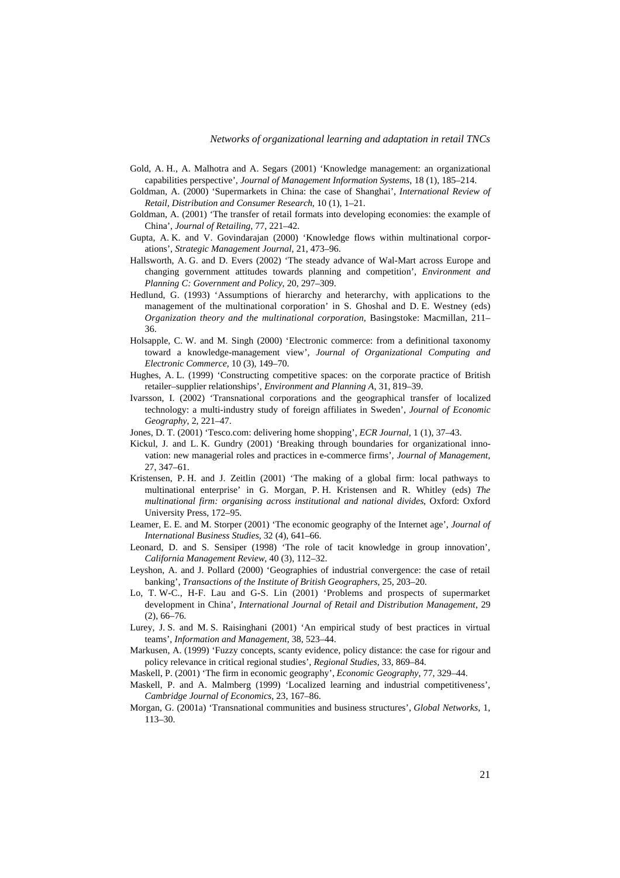Gold, A. H., A. Malhotra and A. Segars (2001) 'Knowledge management: an organizational capabilities perspective', *Journal of Management Information Systems*, 18 (1), 185–214.

Goldman, A. (2000) 'Supermarkets in China: the case of Shanghai', *International Review of Retail, Distribution and Consumer Research*, 10 (1), 1–21.

Goldman, A. (2001) 'The transfer of retail formats into developing economies: the example of China', *Journal of Retailing*, 77, 221–42.

Gupta, A. K. and V. Govindarajan (2000) 'Knowledge flows within multinational corporations', *Strategic Management Journal*, 21, 473–96.

Hallsworth, A. G. and D. Evers (2002) 'The steady advance of Wal-Mart across Europe and changing government attitudes towards planning and competition', *Environment and Planning C: Government and Policy*, 20, 297–309.

Hedlund, G. (1993) 'Assumptions of hierarchy and heterarchy, with applications to the management of the multinational corporation' in S. Ghoshal and D. E. Westney (eds) *Organization theory and the multinational corporation*, Basingstoke: Macmillan, 211–36.

Holsapple, C. W. and M. Singh (2000) 'Electronic commerce: from a definitional taxonomy toward a knowledge-management view', *Journal of Organizational Computing and Electronic Commerce*, 10 (3), 149–70.

Hughes, A. L. (1999) 'Constructing competitive spaces: on the corporate practice of British retailer–supplier relationships', *Environment and Planning A*, 31, 819–39.

Ivarsson, I. (2002) 'Transnational corporations and the geographical transfer of localized technology: a multi-industry study of foreign affiliates in Sweden', *Journal of Economic Geography*, 2, 221–47.

Jones, D. T. (2001) 'Tesco.com: delivering home shopping', *ECR Journal*, 1 (1), 37–43.

Kickul, J. and L. K. Gundry (2001) 'Breaking through boundaries for organizational innovation: new managerial roles and practices in e-commerce firms', *Journal of Management*, 27, 347–61.

Kristensen, P. H. and J. Zeitlin (2001) 'The making of a global firm: local pathways to multinational enterprise' in G. Morgan, P. H. Kristensen and R. Whitley (eds) *The multinational firm: organising across institutional and national divides*, Oxford: Oxford University Press, 172–95.

Leamer, E. E. and M. Storper (2001) 'The economic geography of the Internet age', *Journal of International Business Studies*, 32 (4), 641–66.

Leonard, D. and S. Sensiper (1998) 'The role of tacit knowledge in group innovation', *California Management Review*, 40 (3), 112–32.

Leyshon, A. and J. Pollard (2000) 'Geographies of industrial convergence: the case of retail banking', *Transactions of the Institute of British Geographers*, 25, 203–20.

Lo, T. W-C., H-F. Lau and G-S. Lin (2001) 'Problems and prospects of supermarket development in China', *International Journal of Retail and Distribution Management*, 29 (2), 66–76.

Lurey, J. S. and M. S. Raisinghani (2001) 'An empirical study of best practices in virtual teams', *Information and Management*, 38, 523–44.

Markusen, A. (1999) 'Fuzzy concepts, scanty evidence, policy distance: the case for rigour and policy relevance in critical regional studies', *Regional Studies*, 33, 869–84.

Maskell, P. (2001) 'The firm in economic geography', *Economic Geography*, 77, 329–44.

Maskell, P. and A. Malmberg (1999) 'Localized learning and industrial competitiveness', *Cambridge Journal of Economics*, 23, 167–86.

Morgan, G. (2001a) 'Transnational communities and business structures', *Global Networks*, 1, 113–30.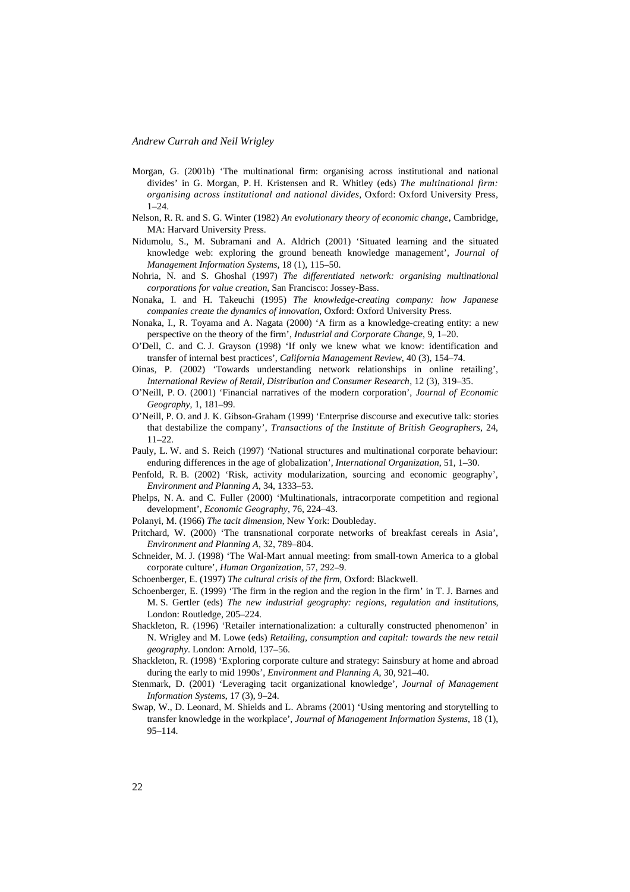Morgan, G. (2001b) 'The multinational firm: organising across institutional and national divides' in G. Morgan, P. H. Kristensen and R. Whitley (eds) *The multinational firm: organising across institutional and national divides*, Oxford: Oxford University Press, 1–24.

Nelson, R. R. and S. G. Winter (1982) *An evolutionary theory of economic change*, Cambridge, MA: Harvard University Press.

Nidumolu, S., M. Subramani and A. Aldrich (2001) 'Situated learning and the situated knowledge web: exploring the ground beneath knowledge management', *Journal of Management Information Systems*, 18 (1), 115–50.

Nohria, N. and S. Ghoshal (1997) *The differentiated network: organising multinational corporations for value creation*, San Francisco: Jossey-Bass.

Nonaka, I. and H. Takeuchi (1995) *The knowledge-creating company: how Japanese companies create the dynamics of innovation*, Oxford: Oxford University Press.

Nonaka, I., R. Toyama and A. Nagata (2000) 'A firm as a knowledge-creating entity: a new perspective on the theory of the firm', *Industrial and Corporate Change*, 9, 1–20.

O'Dell, C. and C. J. Grayson (1998) 'If only we knew what we know: identification and transfer of internal best practices', *California Management Review*, 40 (3), 154–74.

Oinas, P. (2002) 'Towards understanding network relationships in online retailing', *International Review of Retail, Distribution and Consumer Research*, 12 (3), 319–35.

O'Neill, P. O. (2001) 'Financial narratives of the modern corporation', *Journal of Economic Geography*, 1, 181–99.

O'Neill, P. O. and J. K. Gibson-Graham (1999) 'Enterprise discourse and executive talk: stories that destabilize the company', *Transactions of the Institute of British Geographers*, 24, 11–22.

Pauly, L. W. and S. Reich (1997) 'National structures and multinational corporate behaviour: enduring differences in the age of globalization', *International Organization*, 51, 1–30.

Penfold, R. B. (2002) 'Risk, activity modularization, sourcing and economic geography', *Environment and Planning A*, 34, 1333–53.

Phelps, N. A. and C. Fuller (2000) 'Multinationals, intracorporate competition and regional development', *Economic Geography*, 76, 224–43.

Polanyi, M. (1966) *The tacit dimension*, New York: Doubleday.

Pritchard, W. (2000) 'The transnational corporate networks of breakfast cereals in Asia', *Environment and Planning A*, 32, 789–804.

Schneider, M. J. (1998) 'The Wal-Mart annual meeting: from small-town America to a global corporate culture', *Human Organization*, 57, 292–9.

Schoenberger, E. (1997) *The cultural crisis of the firm*, Oxford: Blackwell.

Schoenberger, E. (1999) 'The firm in the region and the region in the firm' in T. J. Barnes and M. S. Gertler (eds) *The new industrial geography: regions, regulation and institutions*, London: Routledge, 205–224.

Shackleton, R. (1996) 'Retailer internationalization: a culturally constructed phenomenon' in N. Wrigley and M. Lowe (eds) *Retailing, consumption and capital: towards the new retail geography*. London: Arnold, 137–56.

Shackleton, R. (1998) 'Exploring corporate culture and strategy: Sainsbury at home and abroad during the early to mid 1990s', *Environment and Planning A*, 30, 921–40.

Stenmark, D. (2001) 'Leveraging tacit organizational knowledge', *Journal of Management Information Systems*, 17 (3), 9–24.

Swap, W., D. Leonard, M. Shields and L. Abrams (2001) 'Using mentoring and storytelling to transfer knowledge in the workplace', *Journal of Management Information Systems*, 18 (1), 95–114.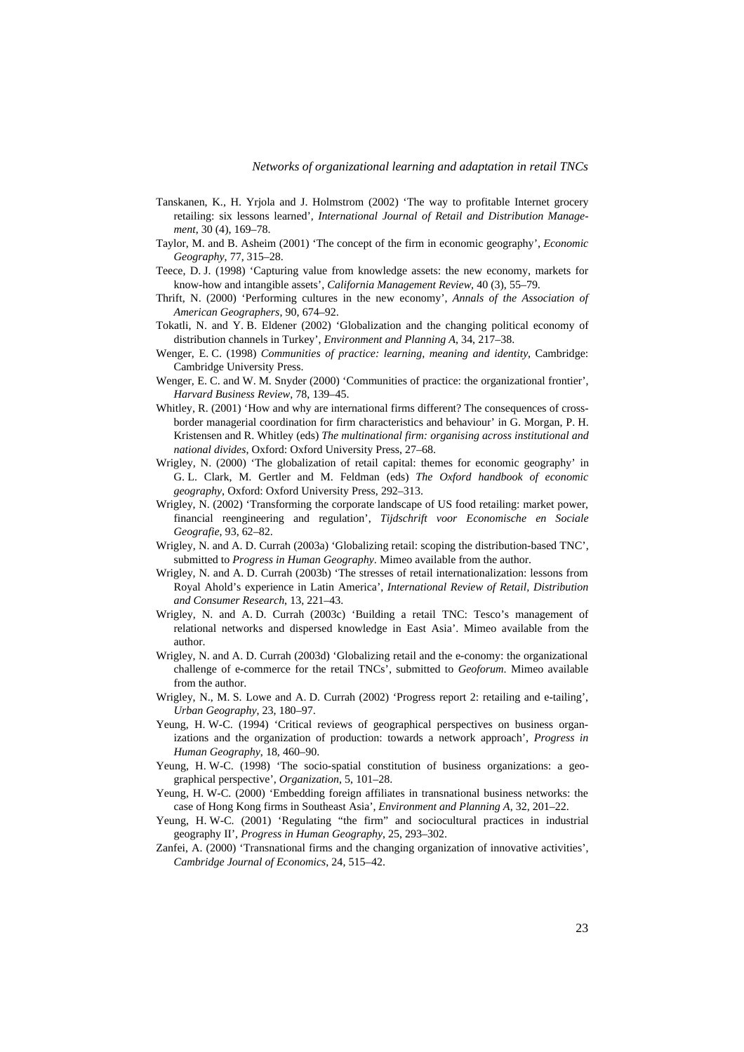Tanskanen, K., H. Yrjola and J. Holmstrom (2002) 'The way to profitable Internet grocery retailing: six lessons learned', *International Journal of Retail and Distribution Management*, 30 (4), 169–78.

Taylor, M. and B. Asheim (2001) 'The concept of the firm in economic geography', *Economic Geography*, 77, 315–28.

Teece, D. J. (1998) 'Capturing value from knowledge assets: the new economy, markets for know-how and intangible assets', *California Management Review*, 40 (3), 55–79.

Thrift, N. (2000) 'Performing cultures in the new economy', *Annals of the Association of American Geographers*, 90, 674–92.

Tokatli, N. and Y. B. Eldener (2002) 'Globalization and the changing political economy of distribution channels in Turkey', *Environment and Planning A*, 34, 217–38.

Wenger, E. C. (1998) *Communities of practice: learning, meaning and identity*, Cambridge: Cambridge University Press.

Wenger, E. C. and W. M. Snyder (2000) 'Communities of practice: the organizational frontier', *Harvard Business Review*, 78, 139–45.

Whitley, R. (2001) 'How and why are international firms different? The consequences of cross-border managerial coordination for firm characteristics and behaviour' in G. Morgan, P. H. Kristensen and R. Whitley (eds) *The multinational firm: organising across institutional and national divides*, Oxford: Oxford University Press, 27–68.

Wrigley, N. (2000) 'The globalization of retail capital: themes for economic geography' in G. L. Clark, M. Gertler and M. Feldman (eds) *The Oxford handbook of economic geography*, Oxford: Oxford University Press, 292–313.

Wrigley, N. (2002) 'Transforming the corporate landscape of US food retailing: market power, financial reengineering and regulation', *Tijdschrift voor Economische en Sociale Geografie*, 93, 62–82.

Wrigley, N. and A. D. Currah (2003a) 'Globalizing retail: scoping the distribution-based TNC', submitted to *Progress in Human Geography*. Mimeo available from the author.

Wrigley, N. and A. D. Currah (2003b) 'The stresses of retail internationalization: lessons from Royal Ahold's experience in Latin America', *International Review of Retail, Distribution and Consumer Research*, 13, 221–43.

Wrigley, N. and A. D. Currah (2003c) 'Building a retail TNC: Tesco's management of relational networks and dispersed knowledge in East Asia'. Mimeo available from the author.

Wrigley, N. and A. D. Currah (2003d) 'Globalizing retail and the e-conomy: the organizational challenge of e-commerce for the retail TNCs', submitted to *Geoforum*. Mimeo available from the author.

Wrigley, N., M. S. Lowe and A. D. Currah (2002) 'Progress report 2: retailing and e-tailing', *Urban Geography*, 23, 180–97.

Yeung, H. W-C. (1994) 'Critical reviews of geographical perspectives on business organizations and the organization of production: towards a network approach', *Progress in Human Geography*, 18, 460–90.

Yeung, H. W-C. (1998) 'The socio-spatial constitution of business organizations: a geographical perspective', *Organization*, 5, 101–28.

Yeung, H. W-C. (2000) 'Embedding foreign affiliates in transnational business networks: the case of Hong Kong firms in Southeast Asia', *Environment and Planning A*, 32, 201–22.

Yeung, H. W-C. (2001) 'Regulating "the firm" and sociocultural practices in industrial geography II', *Progress in Human Geography*, 25, 293–302.

Zanfei, A. (2000) 'Transnational firms and the changing organization of innovative activities', *Cambridge Journal of Economics*, 24, 515–42.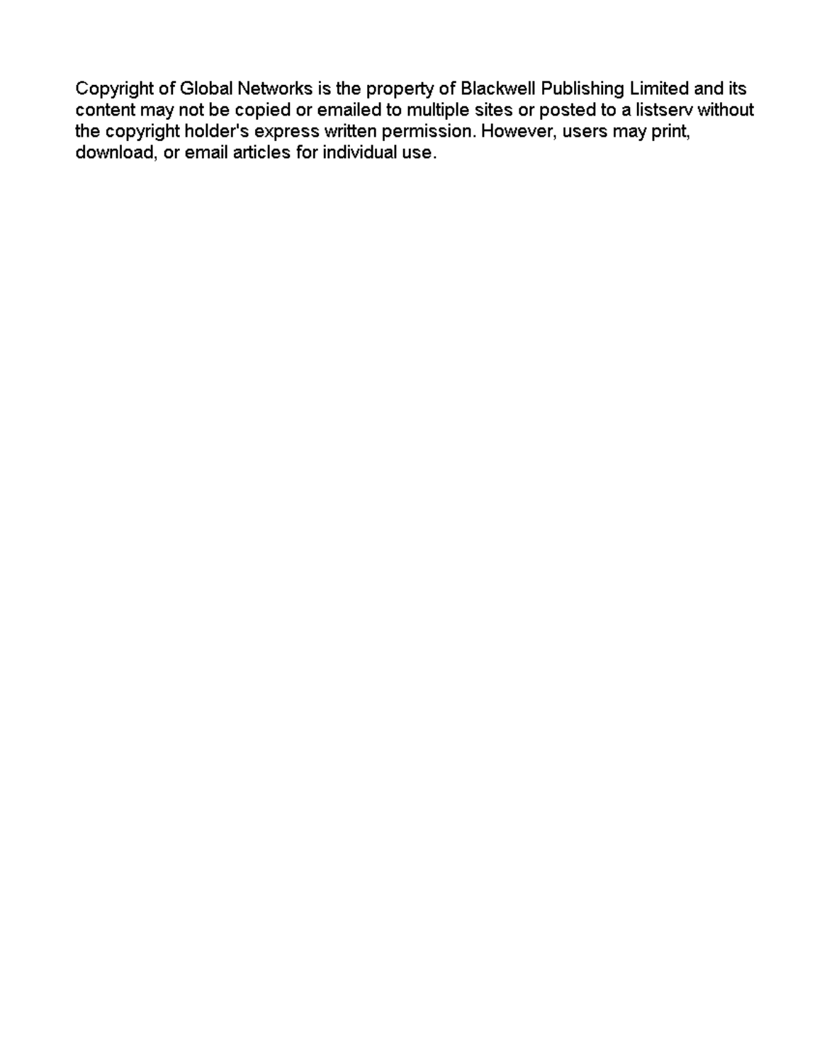Copyright of Global Networks is the property of Blackwell Publishing Limited and its content may not be copied or emailed to multiple sites or posted to a listserv without the copyright holder's express written permission. However, users may print, download, or email articles for individual use.